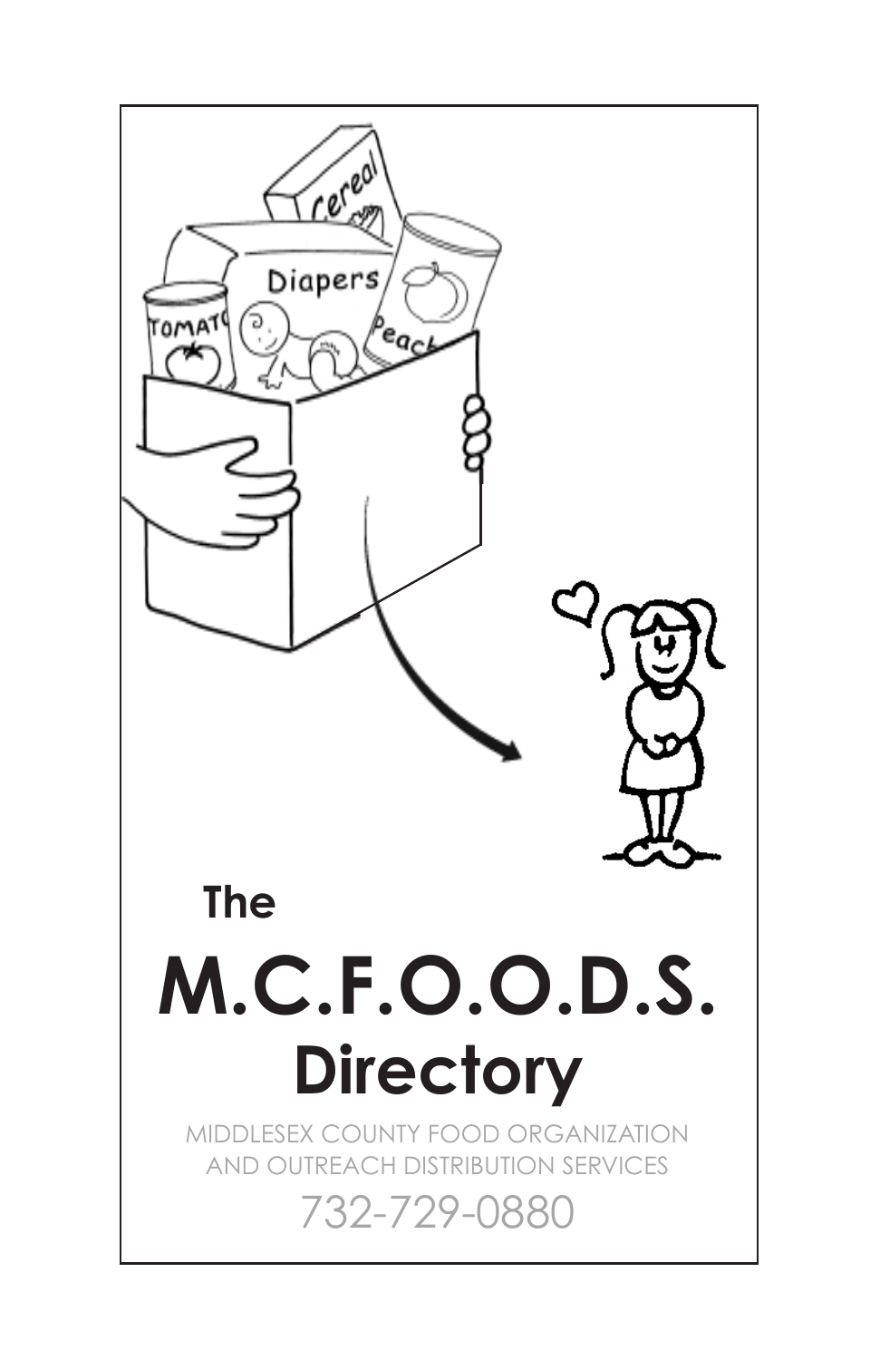# The M.C.F.O.O.D.S. Directory

MIDDLESEX COUNTY FOOD ORGANIZATION AND OUTREACH DISTRIBUTION SERVICES

732-729-0880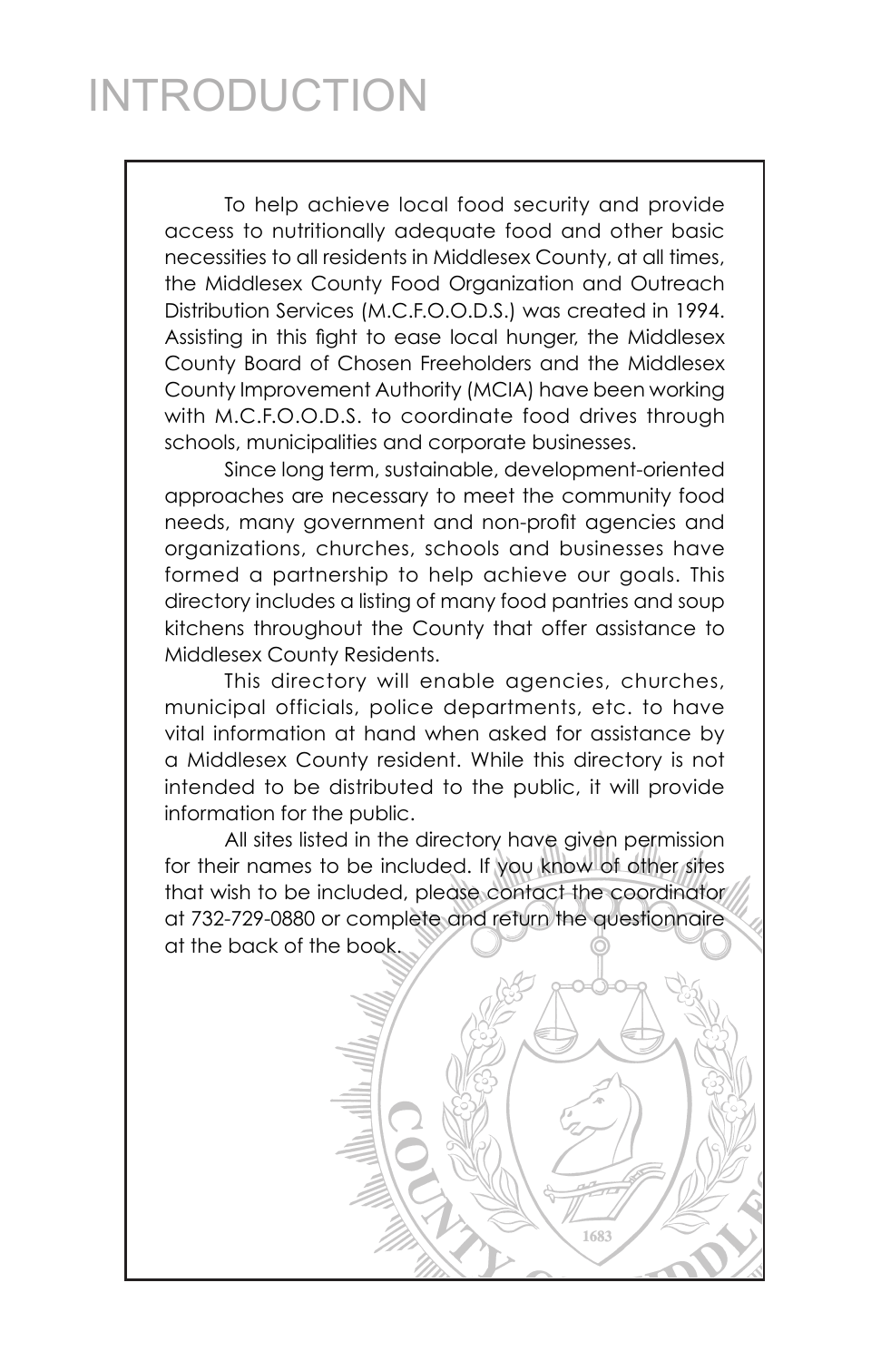# INTRODUCTION

To help achieve local food security and provide access to nutritionally adequate food and other basic necessities to all residents in Middlesex County, at all times, the Middlesex County Food Organization and Outreach Distribution Services (M.C.F.O.O.D.S.) was created in 1994. Assisting in this fight to ease local hunger, the Middlesex County Board of Chosen Freeholders and the Middlesex County Improvement Authority (MCIA) have been working with M.C.F.O.O.D.S. to coordinate food drives through schools, municipalities and corporate businesses.

Since long term, sustainable, development-oriented approaches are necessary to meet the community food needs, many government and non-profit agencies and organizations, churches, schools and businesses have formed a partnership to help achieve our goals. This directory includes a listing of many food pantries and soup kitchens throughout the County that offer assistance to Middlesex County Residents.

This directory will enable agencies, churches, municipal officials, police departments, etc. to have vital information at hand when asked for assistance by a Middlesex County resident. While this directory is not intended to be distributed to the public, it will provide information for the public.

All sites listed in the directory have given permission for their names to be included. If you know of other sites that wish to be included, please contact the coordinator at 732-729-0880 or complete and return the questionnaire at the back of the book.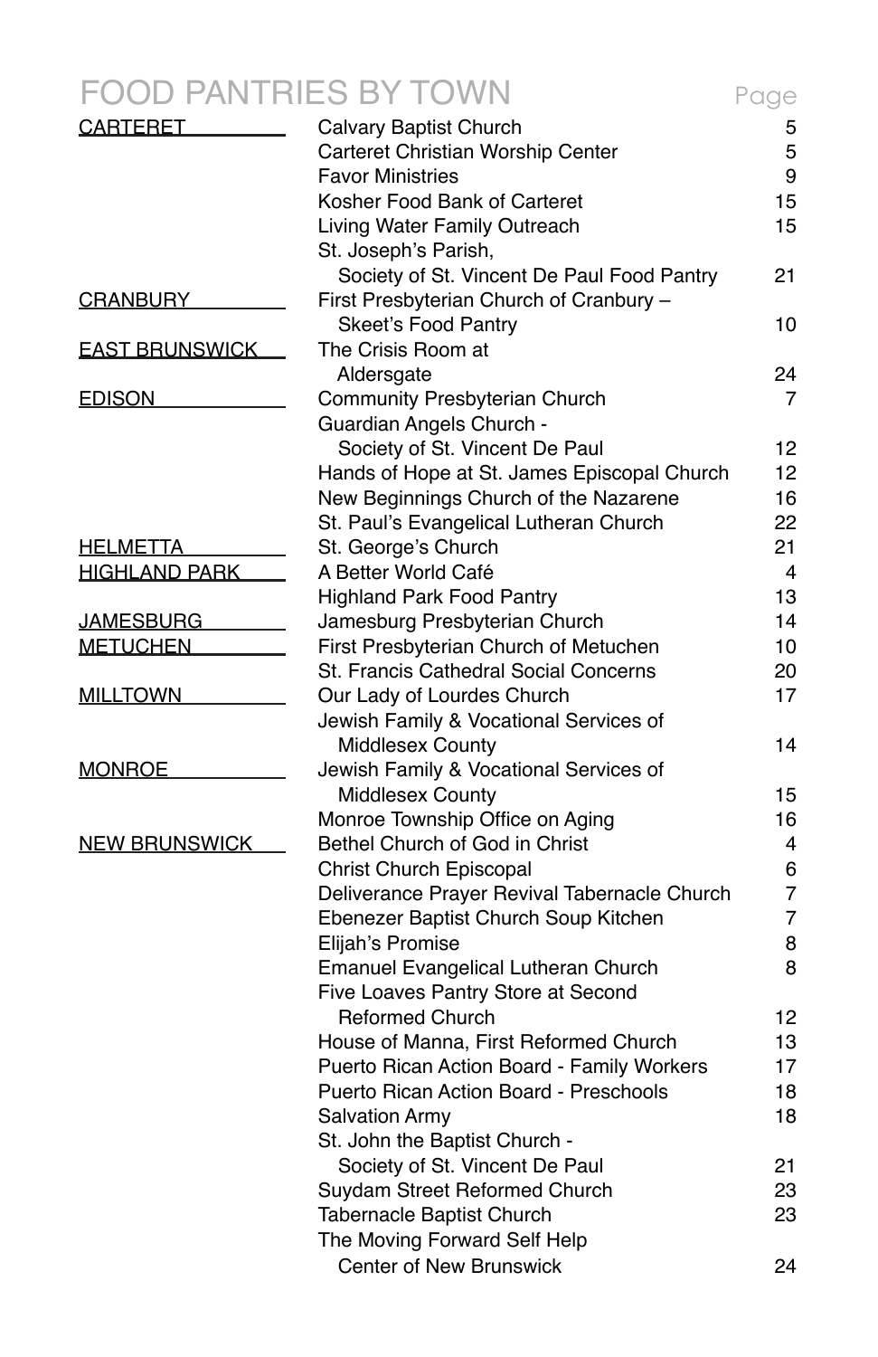# FOOD PANTRIES BY TOWN

| Town | Food Pantry | Page |
| --- | --- | --- |
| CARTERET | Calvary Baptist Church | 5 |
| | Carteret Christian Worship Center | 5 |
| | Favor Ministries | 9 |
| | Kosher Food Bank of Carteret | 15 |
| | Living Water Family Outreach | 15 |
| | St. Joseph's Parish, Society of St. Vincent De Paul Food Pantry | 21 |
| CRANBURY | First Presbyterian Church of Cranbury – Skeet's Food Pantry | 10 |
| EAST BRUNSWICK | The Crisis Room at Aldersgate | 24 |
| EDISON | Community Presbyterian Church | 7 |
| | Guardian Angels Church - Society of St. Vincent De Paul | 12 |
| | Hands of Hope at St. James Episcopal Church | 12 |
| | New Beginnings Church of the Nazarene | 16 |
| | St. Paul's Evangelical Lutheran Church | 22 |
| HELMETTA | St. George's Church | 21 |
| HIGHLAND PARK | A Better World Café | 4 |
| | Highland Park Food Pantry | 13 |
| JAMESBURG | Jamesburg Presbyterian Church | 14 |
| METUCHEN | First Presbyterian Church of Metuchen | 10 |
| | St. Francis Cathedral Social Concerns | 20 |
| MILLTOWN | Our Lady of Lourdes Church | 17 |
| | Jewish Family & Vocational Services of Middlesex County | 14 |
| MONROE | Jewish Family & Vocational Services of Middlesex County | 15 |
| | Monroe Township Office on Aging | 16 |
| NEW BRUNSWICK | Bethel Church of God in Christ | 4 |
| | Christ Church Episcopal | 6 |
| | Deliverance Prayer Revival Tabernacle Church | 7 |
| | Ebenezer Baptist Church Soup Kitchen | 7 |
| | Elijah's Promise | 8 |
| | Emanuel Evangelical Lutheran Church | 8 |
| | Five Loaves Pantry Store at Second Reformed Church | 12 |
| | House of Manna, First Reformed Church | 13 |
| | Puerto Rican Action Board - Family Workers | 17 |
| | Puerto Rican Action Board - Preschools | 18 |
| | Salvation Army | 18 |
| | St. John the Baptist Church - Society of St. Vincent De Paul | 21 |
| | Suydam Street Reformed Church | 23 |
| | Tabernacle Baptist Church | 23 |
| | The Moving Forward Self Help Center of New Brunswick | 24 |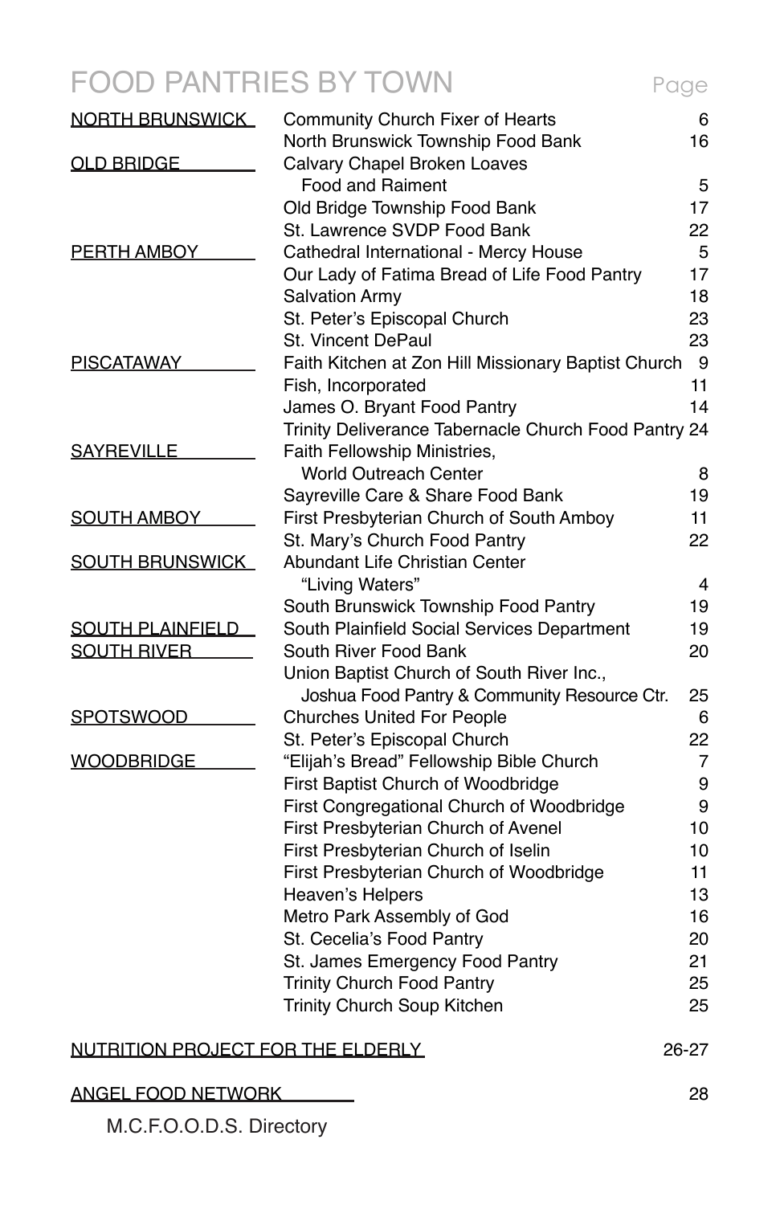# FOOD PANTRIES BY TOWN

| Town | Food Pantry | Page |
|---|---|---|
| NORTH BRUNSWICK | Community Church Fixer of Hearts | 6 |
| | North Brunswick Township Food Bank | 16 |
| OLD BRIDGE | Calvary Chapel Broken Loaves Food and Raiment | 5 |
| | Old Bridge Township Food Bank | 17 |
| | St. Lawrence SVDP Food Bank | 22 |
| PERTH AMBOY | Cathedral International - Mercy House | 5 |
| | Our Lady of Fatima Bread of Life Food Pantry | 17 |
| | Salvation Army | 18 |
| | St. Peter's Episcopal Church | 23 |
| | St. Vincent DePaul | 23 |
| PISCATAWAY | Faith Kitchen at Zon Hill Missionary Baptist Church | 9 |
| | Fish, Incorporated | 11 |
| | James O. Bryant Food Pantry | 14 |
| | Trinity Deliverance Tabernacle Church Food Pantry | 24 |
| SAYREVILLE | Faith Fellowship Ministries, World Outreach Center | 8 |
| | Sayreville Care & Share Food Bank | 19 |
| SOUTH AMBOY | First Presbyterian Church of South Amboy | 11 |
| | St. Mary's Church Food Pantry | 22 |
| SOUTH BRUNSWICK | Abundant Life Christian Center "Living Waters" | 4 |
| | South Brunswick Township Food Pantry | 19 |
| SOUTH PLAINFIELD | South Plainfield Social Services Department | 19 |
| SOUTH RIVER | South River Food Bank | 20 |
| | Union Baptist Church of South River Inc., Joshua Food Pantry & Community Resource Ctr. | 25 |
| SPOTSWOOD | Churches United For People | 6 |
| | St. Peter's Episcopal Church | 22 |
| WOODBRIDGE | "Elijah's Bread" Fellowship Bible Church | 7 |
| | First Baptist Church of Woodbridge | 9 |
| | First Congregational Church of Woodbridge | 9 |
| | First Presbyterian Church of Avenel | 10 |
| | First Presbyterian Church of Iselin | 10 |
| | First Presbyterian Church of Woodbridge | 11 |
| | Heaven's Helpers | 13 |
| | Metro Park Assembly of God | 16 |
| | St. Cecelia's Food Pantry | 20 |
| | St. James Emergency Food Pantry | 21 |
| | Trinity Church Food Pantry | 25 |
| | Trinity Church Soup Kitchen | 25 |

NUTRITION PROJECT FOR THE ELDERLY — 26-27

ANGEL FOOD NETWORK — 28

M.C.F.O.O.D.S. Directory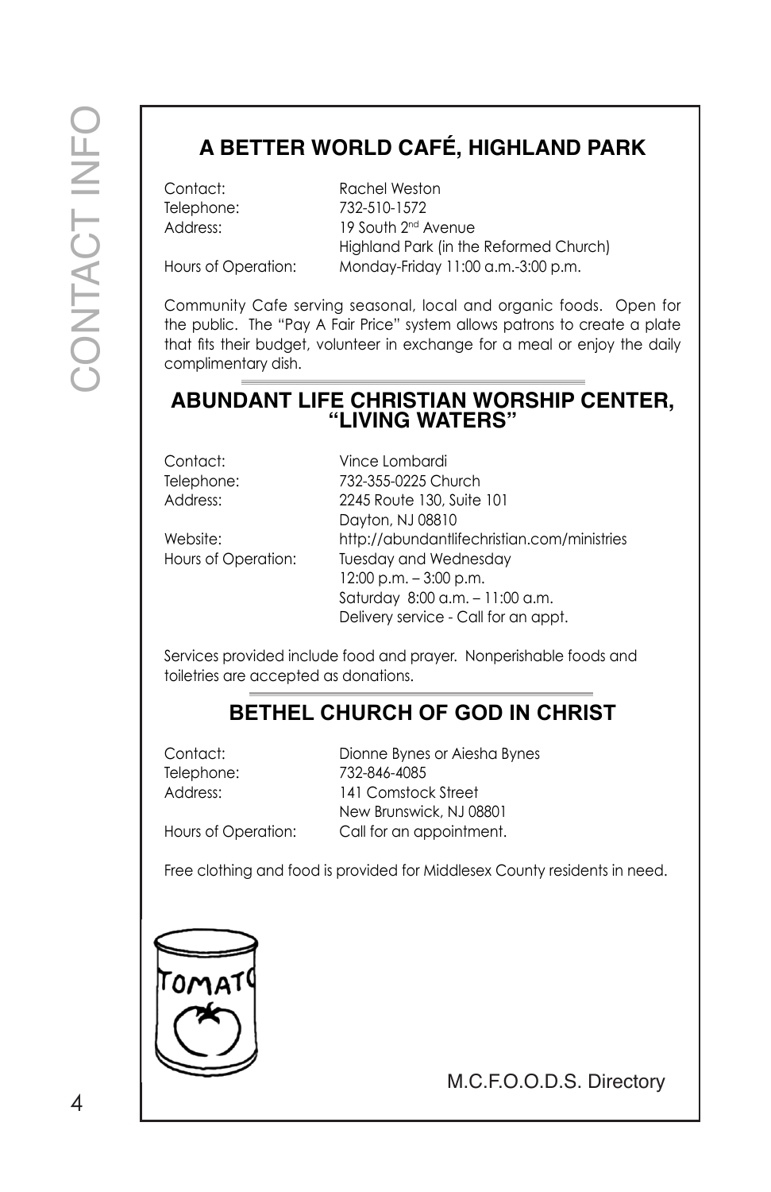## A BETTER WORLD CAFÉ, HIGHLAND PARK

| | |
|---|---|
| Contact: | Rachel Weston |
| Telephone: | 732-510-1572 |
| Address: | 19 South 2nd Avenue<br>Highland Park (in the Reformed Church) |
| Hours of Operation: | Monday-Friday 11:00 a.m.-3:00 p.m. |

Community Cafe serving seasonal, local and organic foods. Open for the public. The "Pay A Fair Price" system allows patrons to create a plate that fits their budget, volunteer in exchange for a meal or enjoy the daily complimentary dish.

## ABUNDANT LIFE CHRISTIAN WORSHIP CENTER, "LIVING WATERS"

| | |
|---|---|
| Contact: | Vince Lombardi |
| Telephone: | 732-355-0225 Church |
| Address: | 2245 Route 130, Suite 101<br>Dayton, NJ 08810 |
| Website: | http://abundantlifechristian.com/ministries |
| Hours of Operation: | Tuesday and Wednesday<br>12:00 p.m. – 3:00 p.m.<br>Saturday 8:00 a.m. – 11:00 a.m.<br>Delivery service - Call for an appt. |

Services provided include food and prayer. Nonperishable foods and toiletries are accepted as donations.

## BETHEL CHURCH OF GOD IN CHRIST

| | |
|---|---|
| Contact: | Dionne Bynes or Aiesha Bynes |
| Telephone: | 732-846-4085 |
| Address: | 141 Comstock Street<br>New Brunswick, NJ 08801 |
| Hours of Operation: | Call for an appointment. |

Free clothing and food is provided for Middlesex County residents in need.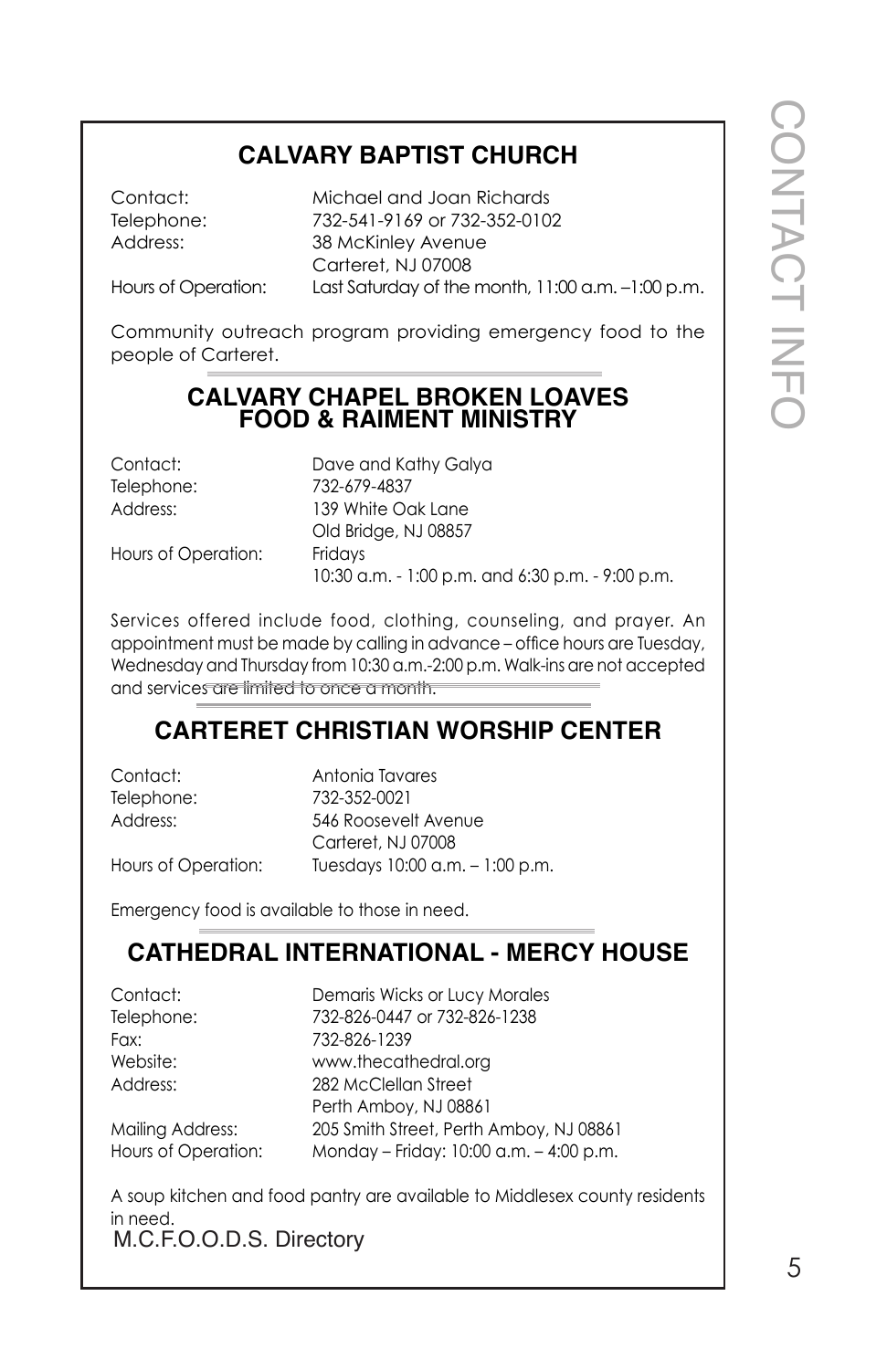## CALVARY BAPTIST CHURCH

| | |
|---|---|
| Contact: | Michael and Joan Richards |
| Telephone: | 732-541-9169 or 732-352-0102 |
| Address: | 38 McKinley Avenue<br>Carteret, NJ 07008 |
| Hours of Operation: | Last Saturday of the month, 11:00 a.m. –1:00 p.m. |

Community outreach program providing emergency food to the people of Carteret.

## CALVARY CHAPEL BROKEN LOAVES FOOD & RAIMENT MINISTRY

| | |
|---|---|
| Contact: | Dave and Kathy Galya |
| Telephone: | 732-679-4837 |
| Address: | 139 White Oak Lane<br>Old Bridge, NJ 08857 |
| Hours of Operation: | Fridays<br>10:30 a.m. - 1:00 p.m. and 6:30 p.m. - 9:00 p.m. |

Services offered include food, clothing, counseling, and prayer. An appointment must be made by calling in advance – office hours are Tuesday, Wednesday and Thursday from 10:30 a.m.-2:00 p.m. Walk-ins are not accepted and services are limited to once a month.

## CARTERET CHRISTIAN WORSHIP CENTER

| | |
|---|---|
| Contact: | Antonia Tavares |
| Telephone: | 732-352-0021 |
| Address: | 546 Roosevelt Avenue<br>Carteret, NJ 07008 |
| Hours of Operation: | Tuesdays 10:00 a.m. – 1:00 p.m. |

Emergency food is available to those in need.

## CATHEDRAL INTERNATIONAL - MERCY HOUSE

| | |
|---|---|
| Contact: | Demaris Wicks or Lucy Morales |
| Telephone: | 732-826-0447 or 732-826-1238 |
| Fax: | 732-826-1239 |
| Website: | www.thecathedral.org |
| Address: | 282 McClellan Street<br>Perth Amboy, NJ 08861 |
| Mailing Address: | 205 Smith Street, Perth Amboy, NJ 08861 |
| Hours of Operation: | Monday – Friday: 10:00 a.m. – 4:00 p.m. |

A soup kitchen and food pantry are available to Middlesex county residents in need.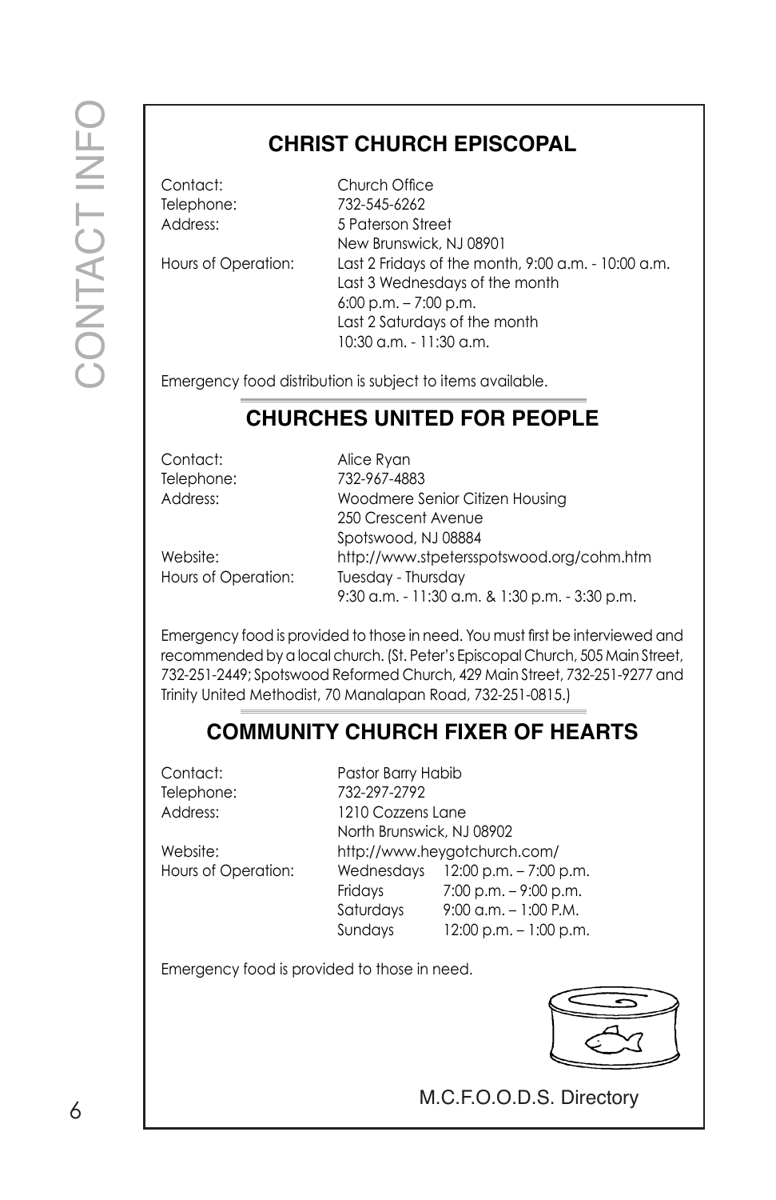## CHRIST CHURCH EPISCOPAL

| | |
|---|---|
| Contact: | Church Office |
| Telephone: | 732-545-6262 |
| Address: | 5 Paterson Street<br>New Brunswick, NJ 08901 |
| Hours of Operation: | Last 2 Fridays of the month, 9:00 a.m. - 10:00 a.m.<br>Last 3 Wednesdays of the month<br>6:00 p.m. – 7:00 p.m.<br>Last 2 Saturdays of the month<br>10:30 a.m. - 11:30 a.m. |

Emergency food distribution is subject to items available.

## CHURCHES UNITED FOR PEOPLE

| | |
|---|---|
| Contact: | Alice Ryan |
| Telephone: | 732-967-4883 |
| Address: | Woodmere Senior Citizen Housing<br>250 Crescent Avenue<br>Spotswood, NJ 08884 |
| Website: | http://www.stpetersspotswood.org/cohm.htm |
| Hours of Operation: | Tuesday - Thursday<br>9:30 a.m. - 11:30 a.m. & 1:30 p.m. - 3:30 p.m. |

Emergency food is provided to those in need. You must first be interviewed and recommended by a local church. (St. Peter's Episcopal Church, 505 Main Street, 732-251-2449; Spotswood Reformed Church, 429 Main Street, 732-251-9277 and Trinity United Methodist, 70 Manalapan Road, 732-251-0815.)

## COMMUNITY CHURCH FIXER OF HEARTS

| | |
|---|---|
| Contact: | Pastor Barry Habib |
| Telephone: | 732-297-2792 |
| Address: | 1210 Cozzens Lane<br>North Brunswick, NJ 08902 |
| Website: | http://www.heygotchurch.com/ |
| Hours of Operation: | Wednesdays 12:00 p.m. – 7:00 p.m.<br>Fridays 7:00 p.m. – 9:00 p.m.<br>Saturdays 9:00 a.m. – 1:00 P.M.<br>Sundays 12:00 p.m. – 1:00 p.m. |

Emergency food is provided to those in need.

M.C.F.O.O.D.S. Directory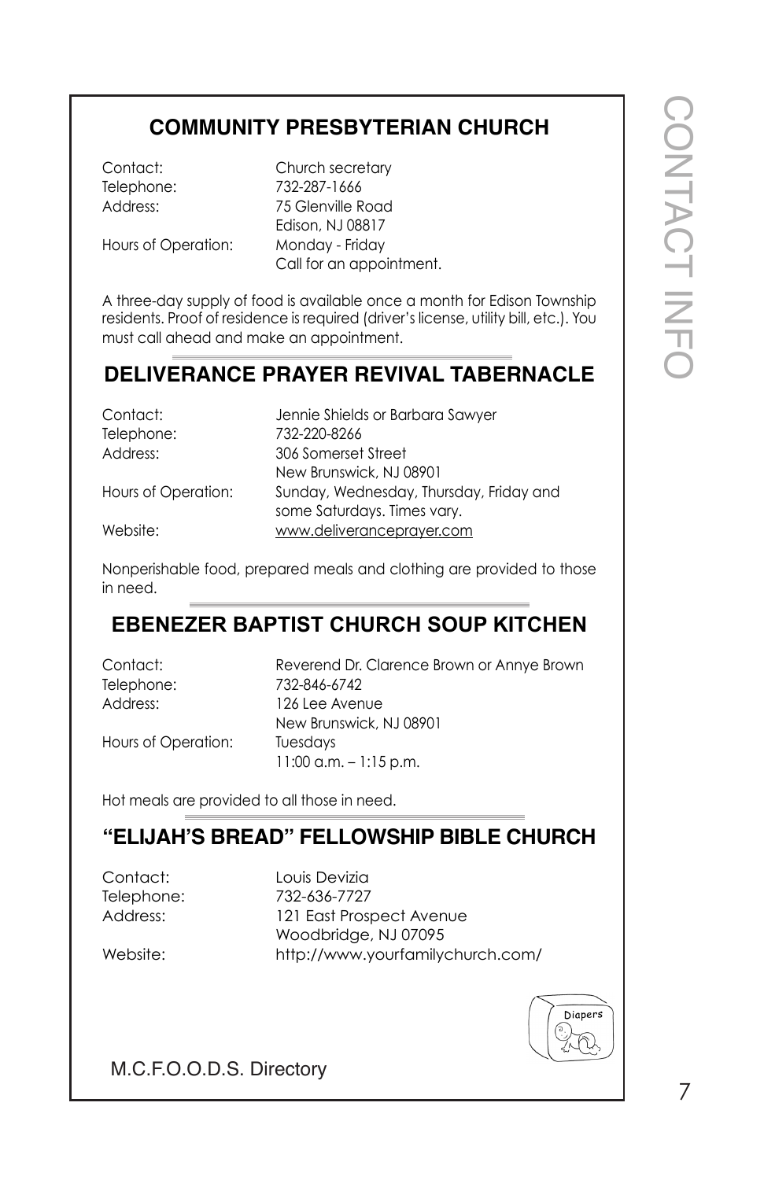## COMMUNITY PRESBYTERIAN CHURCH

Contact: Church secretary
Telephone: 732-287-1666
Address: 75 Glenville Road
Edison, NJ 08817
Hours of Operation: Monday - Friday
Call for an appointment.

A three-day supply of food is available once a month for Edison Township residents. Proof of residence is required (driver's license, utility bill, etc.). You must call ahead and make an appointment.

## DELIVERANCE PRAYER REVIVAL TABERNACLE

Contact: Jennie Shields or Barbara Sawyer
Telephone: 732-220-8266
Address: 306 Somerset Street
New Brunswick, NJ 08901
Hours of Operation: Sunday, Wednesday, Thursday, Friday and some Saturdays. Times vary.
Website: www.deliveranceprayer.com

Nonperishable food, prepared meals and clothing are provided to those in need.

## EBENEZER BAPTIST CHURCH SOUP KITCHEN

Contact: Reverend Dr. Clarence Brown or Annye Brown
Telephone: 732-846-6742
Address: 126 Lee Avenue
New Brunswick, NJ 08901
Hours of Operation: Tuesdays
11:00 a.m. – 1:15 p.m.

Hot meals are provided to all those in need.

## "ELIJAH'S BREAD" FELLOWSHIP BIBLE CHURCH

Contact: Louis Devizia
Telephone: 732-636-7727
Address: 121 East Prospect Avenue
Woodbridge, NJ 07095
Website: http://www.yourfamilychurch.com/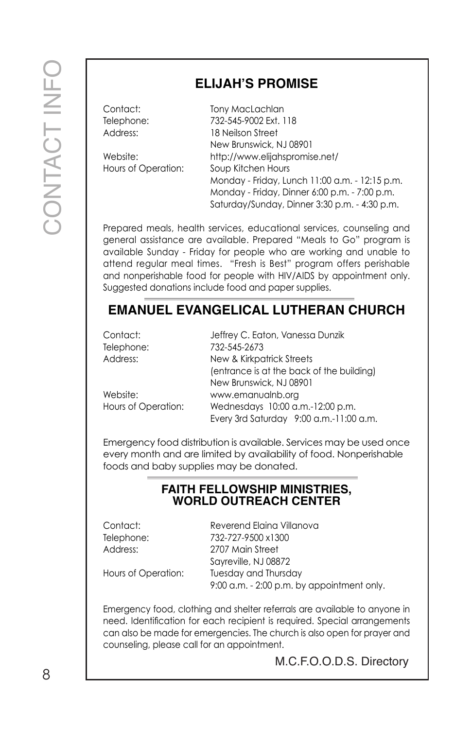## ELIJAH'S PROMISE

| | |
|---|---|
| Contact: | Tony MacLachlan |
| Telephone: | 732-545-9002 Ext. 118 |
| Address: | 18 Neilson Street<br>New Brunswick, NJ 08901 |
| Website: | http://www.elijahspromise.net/ |
| Hours of Operation: | Soup Kitchen Hours<br>Monday - Friday, Lunch 11:00 a.m. - 12:15 p.m.<br>Monday - Friday, Dinner 6:00 p.m. - 7:00 p.m.<br>Saturday/Sunday, Dinner 3:30 p.m. - 4:30 p.m. |

Prepared meals, health services, educational services, counseling and general assistance are available. Prepared "Meals to Go" program is available Sunday - Friday for people who are working and unable to attend regular meal times. "Fresh is Best" program offers perishable and nonperishable food for people with HIV/AIDS by appointment only. Suggested donations include food and paper supplies.

## EMANUEL EVANGELICAL LUTHERAN CHURCH

| | |
|---|---|
| Contact: | Jeffrey C. Eaton, Vanessa Dunzik |
| Telephone: | 732-545-2673 |
| Address: | New & Kirkpatrick Streets<br>(entrance is at the back of the building)<br>New Brunswick, NJ 08901 |
| Website: | www.emanualnb.org |
| Hours of Operation: | Wednesdays 10:00 a.m.-12:00 p.m.<br>Every 3rd Saturday 9:00 a.m.-11:00 a.m. |

Emergency food distribution is available. Services may be used once every month and are limited by availability of food. Nonperishable foods and baby supplies may be donated.

## FAITH FELLOWSHIP MINISTRIES, WORLD OUTREACH CENTER

| | |
|---|---|
| Contact: | Reverend Elaina Villanova |
| Telephone: | 732-727-9500 x1300 |
| Address: | 2707 Main Street<br>Sayreville, NJ 08872 |
| Hours of Operation: | Tuesday and Thursday<br>9:00 a.m. - 2:00 p.m. by appointment only. |

Emergency food, clothing and shelter referrals are available to anyone in need. Identification for each recipient is required. Special arrangements can also be made for emergencies. The church is also open for prayer and counseling, please call for an appointment.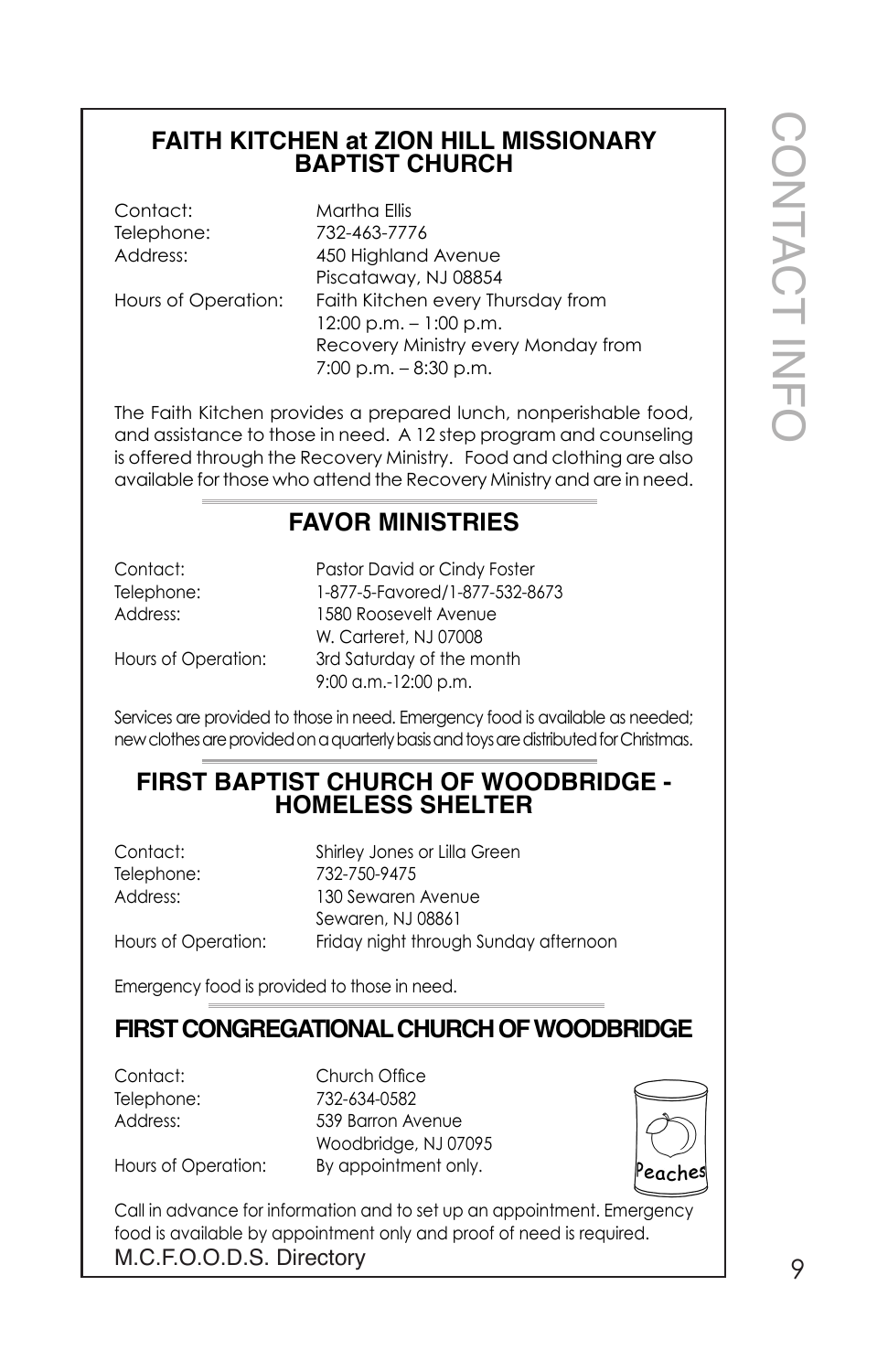## FAITH KITCHEN at ZION HILL MISSIONARY BAPTIST CHURCH

Contact: Martha Ellis
Telephone: 732-463-7776
Address: 450 Highland Avenue
Piscataway, NJ 08854
Hours of Operation: Faith Kitchen every Thursday from 12:00 p.m. – 1:00 p.m.
Recovery Ministry every Monday from 7:00 p.m. – 8:30 p.m.

The Faith Kitchen provides a prepared lunch, nonperishable food, and assistance to those in need. A 12 step program and counseling is offered through the Recovery Ministry. Food and clothing are also available for those who attend the Recovery Ministry and are in need.

## FAVOR MINISTRIES

Contact: Pastor David or Cindy Foster
Telephone: 1-877-5-Favored/1-877-532-8673
Address: 1580 Roosevelt Avenue
W. Carteret, NJ 07008
Hours of Operation: 3rd Saturday of the month
9:00 a.m.-12:00 p.m.

Services are provided to those in need. Emergency food is available as needed; new clothes are provided on a quarterly basis and toys are distributed for Christmas.

## FIRST BAPTIST CHURCH OF WOODBRIDGE - HOMELESS SHELTER

Contact: Shirley Jones or Lilla Green
Telephone: 732-750-9475
Address: 130 Sewaren Avenue
Sewaren, NJ 08861
Hours of Operation: Friday night through Sunday afternoon

Emergency food is provided to those in need.

## FIRST CONGREGATIONAL CHURCH OF WOODBRIDGE

Contact: Church Office
Telephone: 732-634-0582
Address: 539 Barron Avenue
Woodbridge, NJ 07095
Hours of Operation: By appointment only.

Call in advance for information and to set up an appointment. Emergency food is available by appointment only and proof of need is required.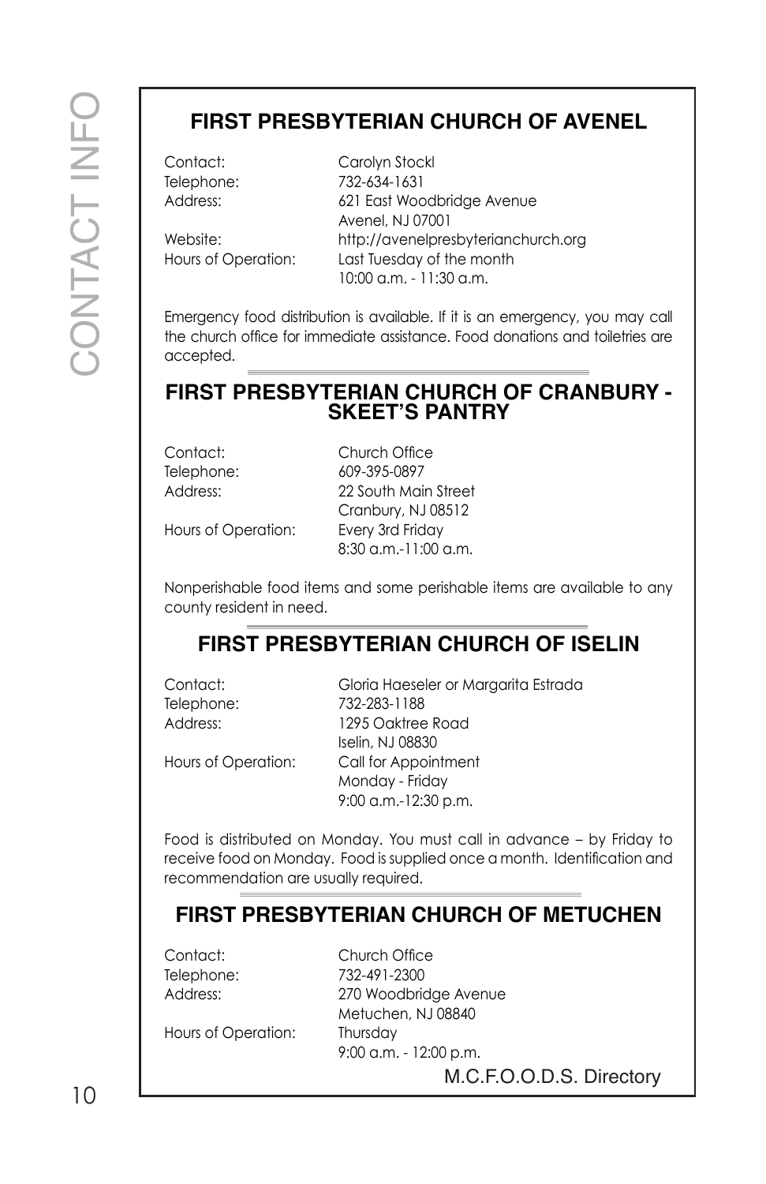## FIRST PRESBYTERIAN CHURCH OF AVENEL

| | |
|---|---|
| Contact: | Carolyn Stockl |
| Telephone: | 732-634-1631 |
| Address: | 621 East Woodbridge Avenue<br>Avenel, NJ 07001 |
| Website: | http://avenelpresbyterianchurch.org |
| Hours of Operation: | Last Tuesday of the month<br>10:00 a.m. - 11:30 a.m. |

Emergency food distribution is available. If it is an emergency, you may call the church office for immediate assistance. Food donations and toiletries are accepted.

## FIRST PRESBYTERIAN CHURCH OF CRANBURY - SKEET'S PANTRY

| | |
|---|---|
| Contact: | Church Office |
| Telephone: | 609-395-0897 |
| Address: | 22 South Main Street<br>Cranbury, NJ 08512 |
| Hours of Operation: | Every 3rd Friday<br>8:30 a.m.-11:00 a.m. |

Nonperishable food items and some perishable items are available to any county resident in need.

## FIRST PRESBYTERIAN CHURCH OF ISELIN

| | |
|---|---|
| Contact: | Gloria Haeseler or Margarita Estrada |
| Telephone: | 732-283-1188 |
| Address: | 1295 Oaktree Road<br>Iselin, NJ 08830 |
| Hours of Operation: | Call for Appointment<br>Monday - Friday<br>9:00 a.m.-12:30 p.m. |

Food is distributed on Monday. You must call in advance – by Friday to receive food on Monday. Food is supplied once a month. Identification and recommendation are usually required.

## FIRST PRESBYTERIAN CHURCH OF METUCHEN

| | |
|---|---|
| Contact: | Church Office |
| Telephone: | 732-491-2300 |
| Address: | 270 Woodbridge Avenue<br>Metuchen, NJ 08840 |
| Hours of Operation: | Thursday<br>9:00 a.m. - 12:00 p.m. |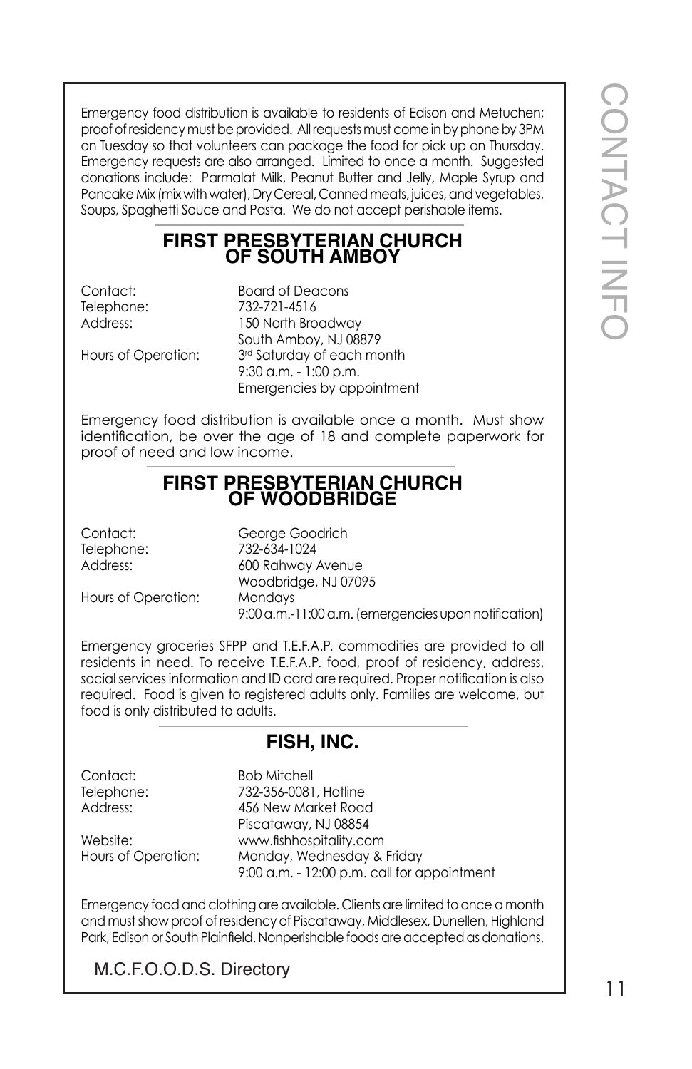Emergency food distribution is available to residents of Edison and Metuchen; proof of residency must be provided. All requests must come in by phone by 3PM on Tuesday so that volunteers can package the food for pick up on Thursday. Emergency requests are also arranged. Limited to once a month. Suggested donations include: Parmalat Milk, Peanut Butter and Jelly, Maple Syrup and Pancake Mix (mix with water), Dry Cereal, Canned meats, juices, and vegetables, Soups, Spaghetti Sauce and Pasta. We do not accept perishable items.

## FIRST PRESBYTERIAN CHURCH OF SOUTH AMBOY

Contact: Board of Deacons
Telephone: 732-721-4516
Address: 150 North Broadway
South Amboy, NJ 08879
Hours of Operation: 3rd Saturday of each month
9:30 a.m. - 1:00 p.m.
Emergencies by appointment

Emergency food distribution is available once a month. Must show identification, be over the age of 18 and complete paperwork for proof of need and low income.

## FIRST PRESBYTERIAN CHURCH OF WOODBRIDGE

Contact: George Goodrich
Telephone: 732-634-1024
Address: 600 Rahway Avenue
Woodbridge, NJ 07095
Hours of Operation: Mondays
9:00 a.m.-11:00 a.m. (emergencies upon notification)

Emergency groceries SFPP and T.E.F.A.P. commodities are provided to all residents in need. To receive T.E.F.A.P. food, proof of residency, address, social services information and ID card are required. Proper notification is also required. Food is given to registered adults only. Families are welcome, but food is only distributed to adults.

## FISH, INC.

Contact: Bob Mitchell
Telephone: 732-356-0081, Hotline
Address: 456 New Market Road
Piscataway, NJ 08854
Website: www.fishhospitality.com
Hours of Operation: Monday, Wednesday & Friday
9:00 a.m. - 12:00 p.m. call for appointment

Emergency food and clothing are available. Clients are limited to once a month and must show proof of residency of Piscataway, Middlesex, Dunellen, Highland Park, Edison or South Plainfield. Nonperishable foods are accepted as donations.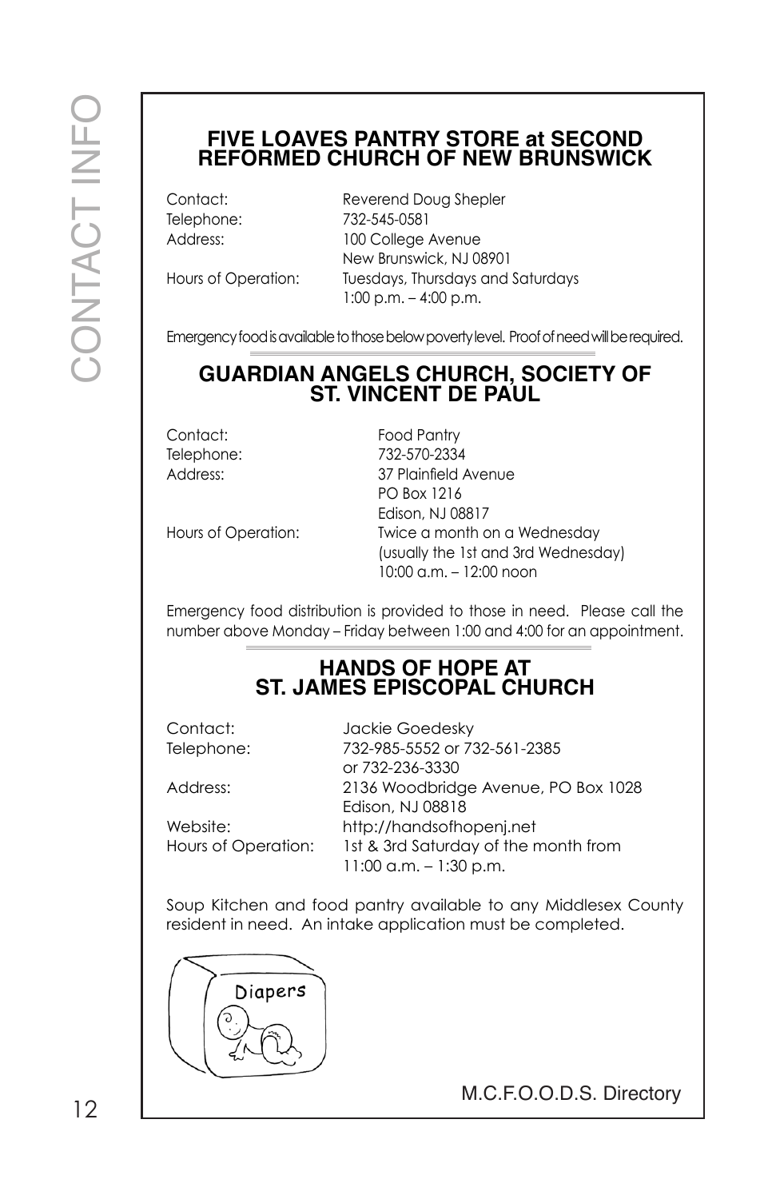## FIVE LOAVES PANTRY STORE at SECOND REFORMED CHURCH OF NEW BRUNSWICK

| | |
|---|---|
| Contact: | Reverend Doug Shepler |
| Telephone: | 732-545-0581 |
| Address: | 100 College Avenue<br>New Brunswick, NJ 08901 |
| Hours of Operation: | Tuesdays, Thursdays and Saturdays<br>1:00 p.m. – 4:00 p.m. |

Emergency food is available to those below poverty level. Proof of need will be required.

## GUARDIAN ANGELS CHURCH, SOCIETY OF ST. VINCENT DE PAUL

| | |
|---|---|
| Contact: | Food Pantry |
| Telephone: | 732-570-2334 |
| Address: | 37 Plainfield Avenue<br>PO Box 1216<br>Edison, NJ 08817 |
| Hours of Operation: | Twice a month on a Wednesday<br>(usually the 1st and 3rd Wednesday)<br>10:00 a.m. – 12:00 noon |

Emergency food distribution is provided to those in need. Please call the number above Monday – Friday between 1:00 and 4:00 for an appointment.

## HANDS OF HOPE AT ST. JAMES EPISCOPAL CHURCH

| | |
|---|---|
| Contact: | Jackie Goedesky |
| Telephone: | 732-985-5552 or 732-561-2385<br>or 732-236-3330 |
| Address: | 2136 Woodbridge Avenue, PO Box 1028<br>Edison, NJ 08818 |
| Website: | http://handsofhopenj.net |
| Hours of Operation: | 1st & 3rd Saturday of the month from<br>11:00 a.m. – 1:30 p.m. |

Soup Kitchen and food pantry available to any Middlesex County resident in need. An intake application must be completed.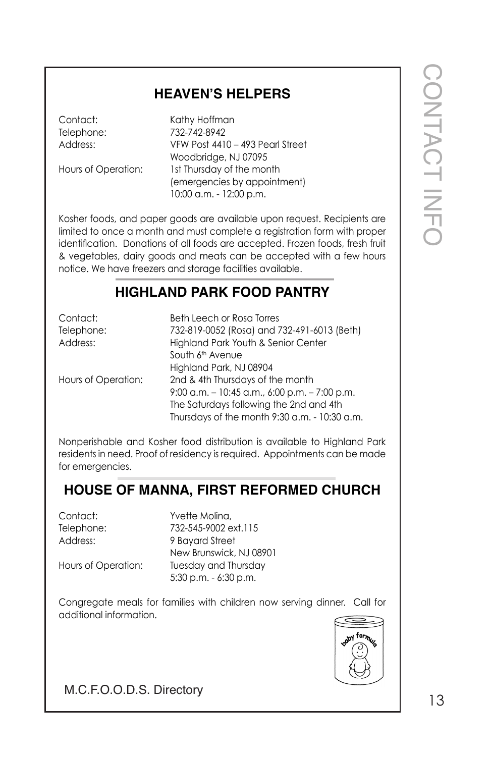## HEAVEN'S HELPERS

Contact: Kathy Hoffman
Telephone: 732-742-8942
Address: VFW Post 4410 – 493 Pearl Street
Woodbridge, NJ 07095
Hours of Operation: 1st Thursday of the month
(emergencies by appointment)
10:00 a.m. - 12:00 p.m.

Kosher foods, and paper goods are available upon request. Recipients are limited to once a month and must complete a registration form with proper identification. Donations of all foods are accepted. Frozen foods, fresh fruit & vegetables, dairy goods and meats can be accepted with a few hours notice. We have freezers and storage facilities available.

## HIGHLAND PARK FOOD PANTRY

Contact: Beth Leech or Rosa Torres
Telephone: 732-819-0052 (Rosa) and 732-491-6013 (Beth)
Address: Highland Park Youth & Senior Center
South 6th Avenue
Highland Park, NJ 08904
Hours of Operation: 2nd & 4th Thursdays of the month
9:00 a.m. – 10:45 a.m., 6:00 p.m. – 7:00 p.m.
The Saturdays following the 2nd and 4th Thursdays of the month 9:30 a.m. - 10:30 a.m.

Nonperishable and Kosher food distribution is available to Highland Park residents in need. Proof of residency is required. Appointments can be made for emergencies.

## HOUSE OF MANNA, FIRST REFORMED CHURCH

Contact: Yvette Molina,
Telephone: 732-545-9002 ext.115
Address: 9 Bayard Street
New Brunswick, NJ 08901
Hours of Operation: Tuesday and Thursday
5:30 p.m. - 6:30 p.m.

Congregate meals for families with children now serving dinner. Call for additional information.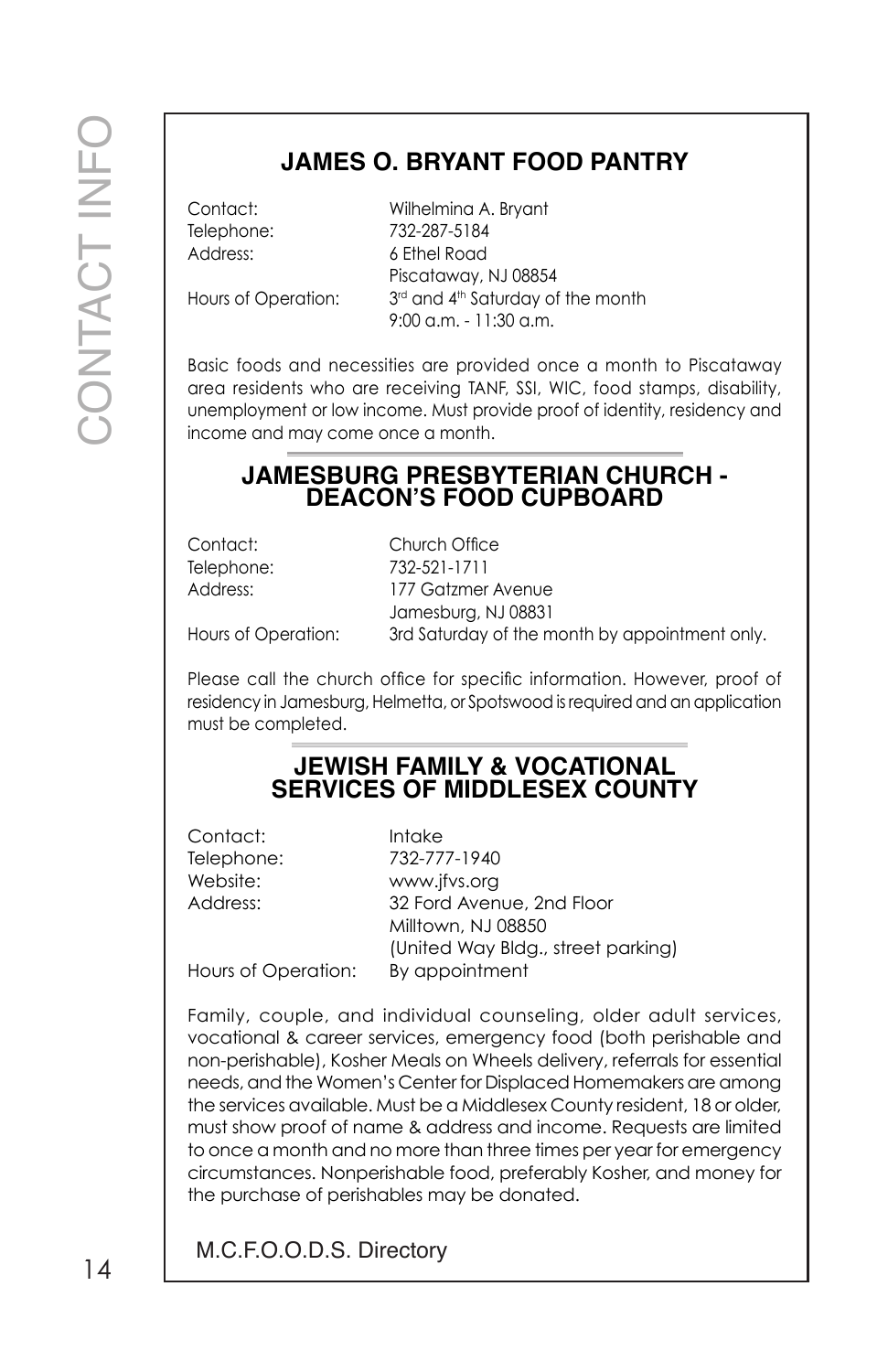## JAMES O. BRYANT FOOD PANTRY

Contact: Wilhelmina A. Bryant
Telephone: 732-287-5184
Address: 6 Ethel Road
Piscataway, NJ 08854
Hours of Operation: 3rd and 4th Saturday of the month
9:00 a.m. - 11:30 a.m.

Basic foods and necessities are provided once a month to Piscataway area residents who are receiving TANF, SSI, WIC, food stamps, disability, unemployment or low income. Must provide proof of identity, residency and income and may come once a month.

## JAMESBURG PRESBYTERIAN CHURCH - DEACON'S FOOD CUPBOARD

Contact: Church Office
Telephone: 732-521-1711
Address: 177 Gatzmer Avenue
Jamesburg, NJ 08831
Hours of Operation: 3rd Saturday of the month by appointment only.

Please call the church office for specific information. However, proof of residency in Jamesburg, Helmetta, or Spotswood is required and an application must be completed.

## JEWISH FAMILY & VOCATIONAL SERVICES OF MIDDLESEX COUNTY

Contact: Intake
Telephone: 732-777-1940
Website: www.jfvs.org
Address: 32 Ford Avenue, 2nd Floor
Milltown, NJ 08850
(United Way Bldg., street parking)
Hours of Operation: By appointment

Family, couple, and individual counseling, older adult services, vocational & career services, emergency food (both perishable and non-perishable), Kosher Meals on Wheels delivery, referrals for essential needs, and the Women's Center for Displaced Homemakers are among the services available. Must be a Middlesex County resident, 18 or older, must show proof of name & address and income. Requests are limited to once a month and no more than three times per year for emergency circumstances. Nonperishable food, preferably Kosher, and money for the purchase of perishables may be donated.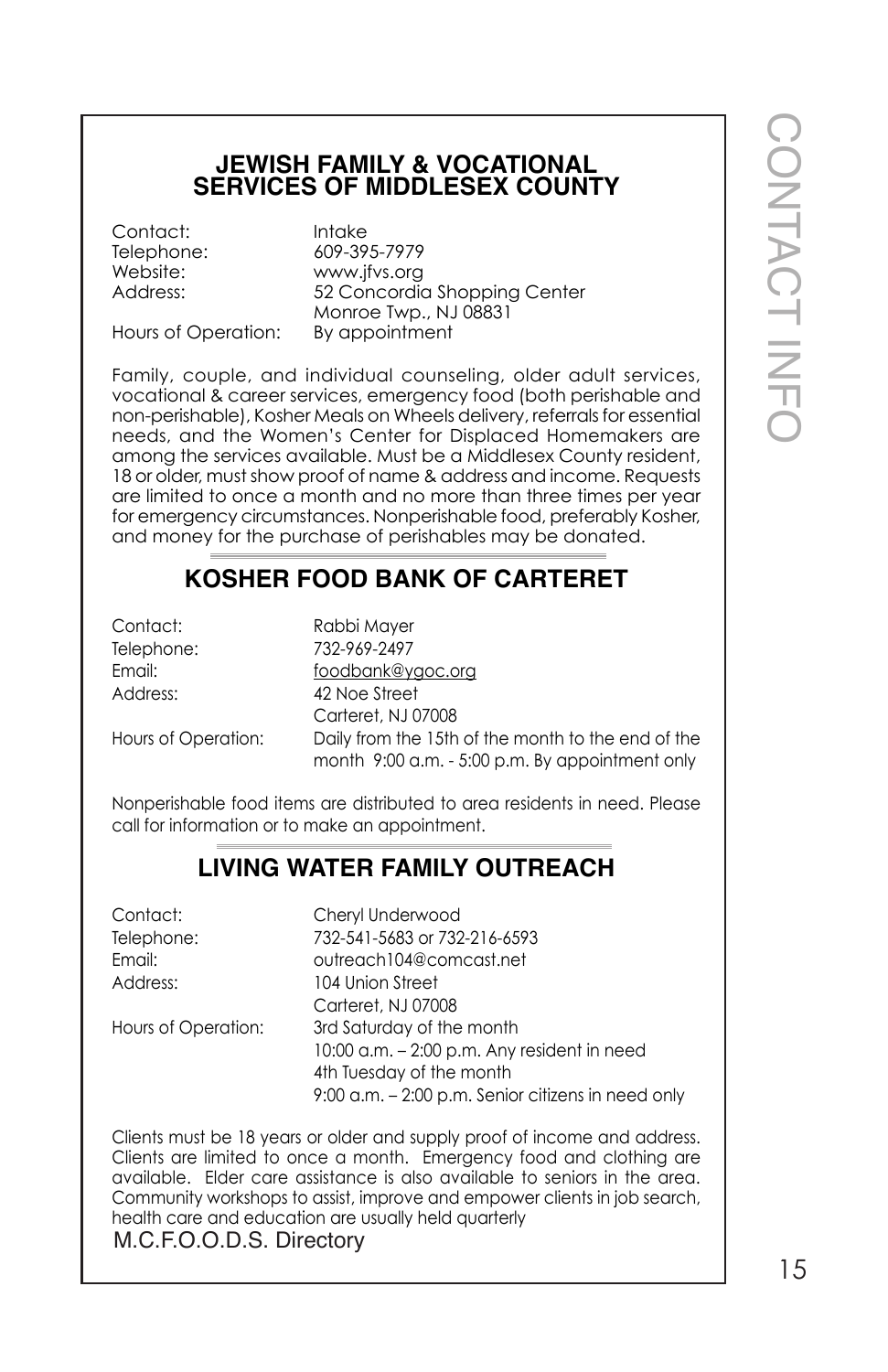## JEWISH FAMILY & VOCATIONAL SERVICES OF MIDDLESEX COUNTY

Contact: Intake
Telephone: 609-395-7979
Website: www.jfvs.org
Address: 52 Concordia Shopping Center
Monroe Twp., NJ 08831
Hours of Operation: By appointment

Family, couple, and individual counseling, older adult services, vocational & career services, emergency food (both perishable and non-perishable), Kosher Meals on Wheels delivery, referrals for essential needs, and the Women's Center for Displaced Homemakers are among the services available. Must be a Middlesex County resident, 18 or older, must show proof of name & address and income. Requests are limited to once a month and no more than three times per year for emergency circumstances. Nonperishable food, preferably Kosher, and money for the purchase of perishables may be donated.

## KOSHER FOOD BANK OF CARTERET

Contact: Rabbi Mayer
Telephone: 732-969-2497
Email: foodbank@ygoc.org
Address: 42 Noe Street
Carteret, NJ 07008
Hours of Operation: Daily from the 15th of the month to the end of the month 9:00 a.m. - 5:00 p.m. By appointment only

Nonperishable food items are distributed to area residents in need. Please call for information or to make an appointment.

## LIVING WATER FAMILY OUTREACH

Contact: Cheryl Underwood
Telephone: 732-541-5683 or 732-216-6593
Email: outreach104@comcast.net
Address: 104 Union Street
Carteret, NJ 07008
Hours of Operation: 3rd Saturday of the month
10:00 a.m. – 2:00 p.m. Any resident in need
4th Tuesday of the month
9:00 a.m. – 2:00 p.m. Senior citizens in need only

Clients must be 18 years or older and supply proof of income and address. Clients are limited to once a month. Emergency food and clothing are available. Elder care assistance is also available to seniors in the area. Community workshops to assist, improve and empower clients in job search, health care and education are usually held quarterly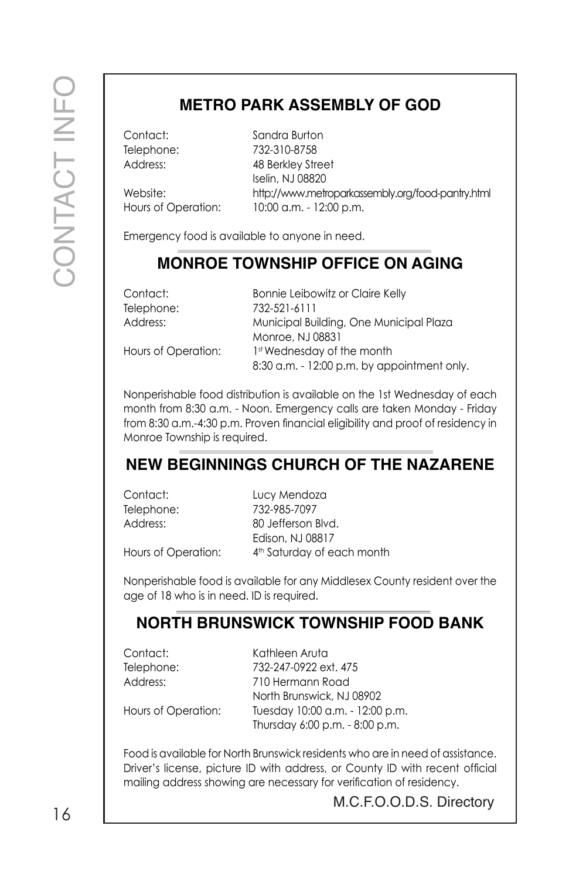## METRO PARK ASSEMBLY OF GOD

Contact: Sandra Burton
Telephone: 732-310-8758
Address: 48 Berkley Street
Iselin, NJ 08820
Website: http://www.metroparkassembly.org/food-pantry.html
Hours of Operation: 10:00 a.m. - 12:00 p.m.

Emergency food is available to anyone in need.

## MONROE TOWNSHIP OFFICE ON AGING

Contact: Bonnie Leibowitz or Claire Kelly
Telephone: 732-521-6111
Address: Municipal Building, One Municipal Plaza
Monroe, NJ 08831
Hours of Operation: 1st Wednesday of the month
8:30 a.m. - 12:00 p.m. by appointment only.

Nonperishable food distribution is available on the 1st Wednesday of each month from 8:30 a.m. - Noon. Emergency calls are taken Monday - Friday from 8:30 a.m.-4:30 p.m. Proven financial eligibility and proof of residency in Monroe Township is required.

## NEW BEGINNINGS CHURCH OF THE NAZARENE

Contact: Lucy Mendoza
Telephone: 732-985-7097
Address: 80 Jefferson Blvd.
Edison, NJ 08817
Hours of Operation: 4th Saturday of each month

Nonperishable food is available for any Middlesex County resident over the age of 18 who is in need. ID is required.

## NORTH BRUNSWICK TOWNSHIP FOOD BANK

Contact: Kathleen Aruta
Telephone: 732-247-0922 ext. 475
Address: 710 Hermann Road
North Brunswick, NJ 08902
Hours of Operation: Tuesday 10:00 a.m. - 12:00 p.m.
Thursday 6:00 p.m. - 8:00 p.m.

Food is available for North Brunswick residents who are in need of assistance. Driver's license, picture ID with address, or County ID with recent official mailing address showing are necessary for verification of residency.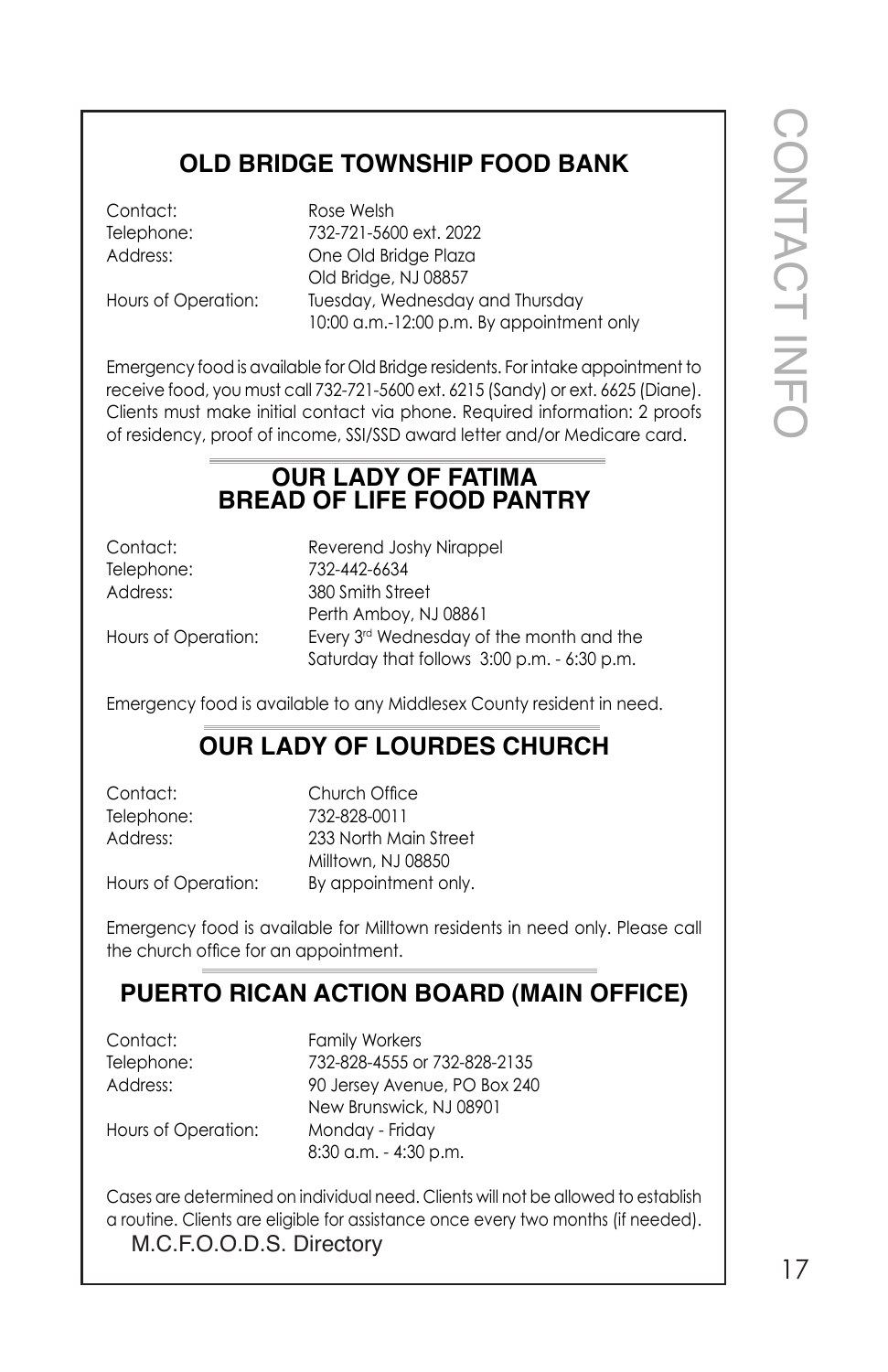## OLD BRIDGE TOWNSHIP FOOD BANK

| | |
|---|---|
| Contact: | Rose Welsh |
| Telephone: | 732-721-5600 ext. 2022 |
| Address: | One Old Bridge Plaza<br>Old Bridge, NJ 08857 |
| Hours of Operation: | Tuesday, Wednesday and Thursday<br>10:00 a.m.-12:00 p.m. By appointment only |

Emergency food is available for Old Bridge residents. For intake appointment to receive food, you must call 732-721-5600 ext. 6215 (Sandy) or ext. 6625 (Diane). Clients must make initial contact via phone. Required information: 2 proofs of residency, proof of income, SSI/SSD award letter and/or Medicare card.

## OUR LADY OF FATIMA BREAD OF LIFE FOOD PANTRY

| | |
|---|---|
| Contact: | Reverend Joshy Nirappel |
| Telephone: | 732-442-6634 |
| Address: | 380 Smith Street<br>Perth Amboy, NJ 08861 |
| Hours of Operation: | Every 3rd Wednesday of the month and the Saturday that follows 3:00 p.m. - 6:30 p.m. |

Emergency food is available to any Middlesex County resident in need.

## OUR LADY OF LOURDES CHURCH

| | |
|---|---|
| Contact: | Church Office |
| Telephone: | 732-828-0011 |
| Address: | 233 North Main Street<br>Milltown, NJ 08850 |
| Hours of Operation: | By appointment only. |

Emergency food is available for Milltown residents in need only. Please call the church office for an appointment.

## PUERTO RICAN ACTION BOARD (MAIN OFFICE)

| | |
|---|---|
| Contact: | Family Workers |
| Telephone: | 732-828-4555 or 732-828-2135 |
| Address: | 90 Jersey Avenue, PO Box 240<br>New Brunswick, NJ 08901 |
| Hours of Operation: | Monday - Friday<br>8:30 a.m. - 4:30 p.m. |

Cases are determined on individual need. Clients will not be allowed to establish a routine. Clients are eligible for assistance once every two months (if needed).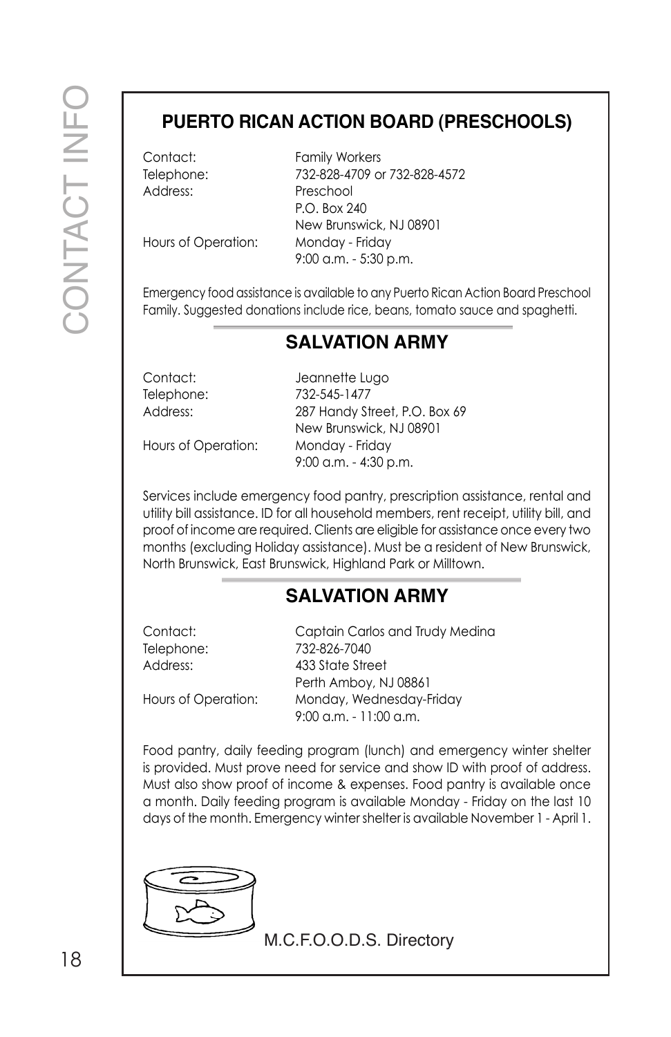## PUERTO RICAN ACTION BOARD (PRESCHOOLS)

Contact: Family Workers
Telephone: 732-828-4709 or 732-828-4572
Address: Preschool
P.O. Box 240
New Brunswick, NJ 08901
Hours of Operation: Monday - Friday
9:00 a.m. - 5:30 p.m.

Emergency food assistance is available to any Puerto Rican Action Board Preschool Family. Suggested donations include rice, beans, tomato sauce and spaghetti.

## SALVATION ARMY

Contact: Jeannette Lugo
Telephone: 732-545-1477
Address: 287 Handy Street, P.O. Box 69
New Brunswick, NJ 08901
Hours of Operation: Monday - Friday
9:00 a.m. - 4:30 p.m.

Services include emergency food pantry, prescription assistance, rental and utility bill assistance. ID for all household members, rent receipt, utility bill, and proof of income are required. Clients are eligible for assistance once every two months (excluding Holiday assistance). Must be a resident of New Brunswick, North Brunswick, East Brunswick, Highland Park or Milltown.

## SALVATION ARMY

Contact: Captain Carlos and Trudy Medina
Telephone: 732-826-7040
Address: 433 State Street
Perth Amboy, NJ 08861
Hours of Operation: Monday, Wednesday-Friday
9:00 a.m. - 11:00 a.m.

Food pantry, daily feeding program (lunch) and emergency winter shelter is provided. Must prove need for service and show ID with proof of address. Must also show proof of income & expenses. Food pantry is available once a month. Daily feeding program is available Monday - Friday on the last 10 days of the month. Emergency winter shelter is available November 1 - April 1.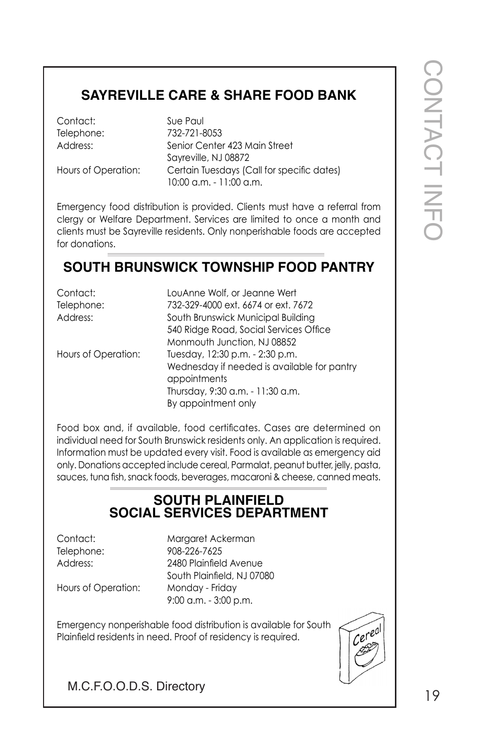## SAYREVILLE CARE & SHARE FOOD BANK

| | |
|---|---|
| Contact: | Sue Paul |
| Telephone: | 732-721-8053 |
| Address: | Senior Center 423 Main Street<br>Sayreville, NJ 08872 |
| Hours of Operation: | Certain Tuesdays (Call for specific dates)<br>10:00 a.m. - 11:00 a.m. |

Emergency food distribution is provided. Clients must have a referral from clergy or Welfare Department. Services are limited to once a month and clients must be Sayreville residents. Only nonperishable foods are accepted for donations.

## SOUTH BRUNSWICK TOWNSHIP FOOD PANTRY

| | |
|---|---|
| Contact: | LouAnne Wolf, or Jeanne Wert |
| Telephone: | 732-329-4000 ext. 6674 or ext. 7672 |
| Address: | South Brunswick Municipal Building<br>540 Ridge Road, Social Services Office<br>Monmouth Junction, NJ 08852 |
| Hours of Operation: | Tuesday, 12:30 p.m. - 2:30 p.m.<br>Wednesday if needed is available for pantry appointments<br>Thursday, 9:30 a.m. - 11:30 a.m.<br>By appointment only |

Food box and, if available, food certificates. Cases are determined on individual need for South Brunswick residents only. An application is required. Information must be updated every visit. Food is available as emergency aid only. Donations accepted include cereal, Parmalat, peanut butter, jelly, pasta, sauces, tuna fish, snack foods, beverages, macaroni & cheese, canned meats.

## SOUTH PLAINFIELD SOCIAL SERVICES DEPARTMENT

| | |
|---|---|
| Contact: | Margaret Ackerman |
| Telephone: | 908-226-7625 |
| Address: | 2480 Plainfield Avenue<br>South Plainfield, NJ 07080 |
| Hours of Operation: | Monday - Friday<br>9:00 a.m. - 3:00 p.m. |

Emergency nonperishable food distribution is available for South Plainfield residents in need. Proof of residency is required.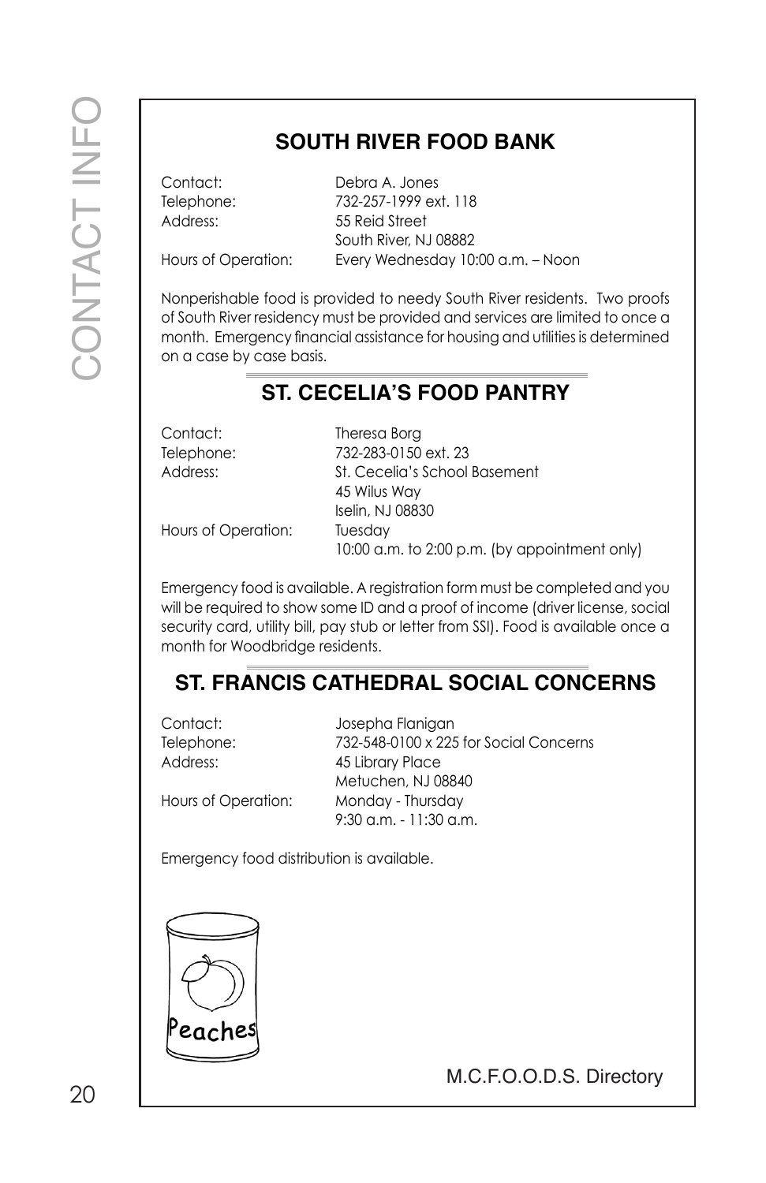## SOUTH RIVER FOOD BANK

Contact: Debra A. Jones
Telephone: 732-257-1999 ext. 118
Address: 55 Reid Street
South River, NJ 08882
Hours of Operation: Every Wednesday 10:00 a.m. – Noon

Nonperishable food is provided to needy South River residents. Two proofs of South River residency must be provided and services are limited to once a month. Emergency financial assistance for housing and utilities is determined on a case by case basis.

## ST. CECELIA'S FOOD PANTRY

Contact: Theresa Borg
Telephone: 732-283-0150 ext. 23
Address: St. Cecelia's School Basement
45 Wilus Way
Iselin, NJ 08830
Hours of Operation: Tuesday
10:00 a.m. to 2:00 p.m. (by appointment only)

Emergency food is available. A registration form must be completed and you will be required to show some ID and a proof of income (driver license, social security card, utility bill, pay stub or letter from SSI). Food is available once a month for Woodbridge residents.

## ST. FRANCIS CATHEDRAL SOCIAL CONCERNS

Contact: Josepha Flanigan
Telephone: 732-548-0100 x 225 for Social Concerns
Address: 45 Library Place
Metuchen, NJ 08840
Hours of Operation: Monday - Thursday
9:30 a.m. - 11:30 a.m.

Emergency food distribution is available.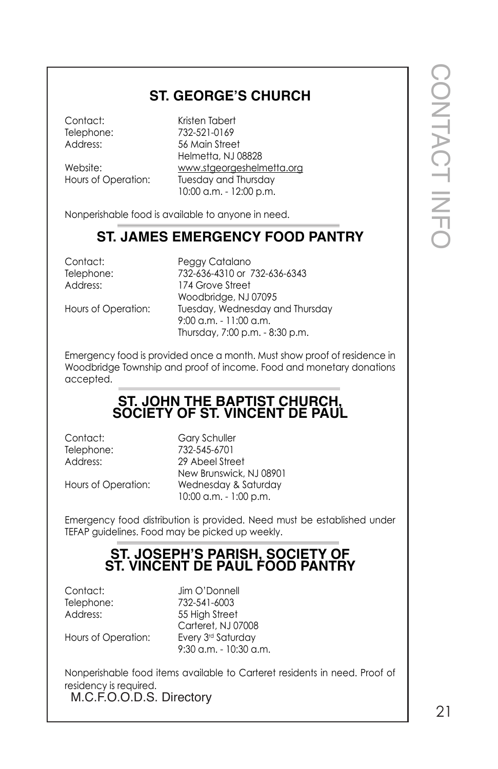## ST. GEORGE'S CHURCH

Contact: Kristen Tabert
Telephone: 732-521-0169
Address: 56 Main Street
Helmetta, NJ 08828
Website: www.stgeorgeshelmetta.org
Hours of Operation: Tuesday and Thursday
10:00 a.m. - 12:00 p.m.

Nonperishable food is available to anyone in need.

## ST. JAMES EMERGENCY FOOD PANTRY

Contact: Peggy Catalano
Telephone: 732-636-4310 or 732-636-6343
Address: 174 Grove Street
Woodbridge, NJ 07095
Hours of Operation: Tuesday, Wednesday and Thursday
9:00 a.m. - 11:00 a.m.
Thursday, 7:00 p.m. - 8:30 p.m.

Emergency food is provided once a month. Must show proof of residence in Woodbridge Township and proof of income. Food and monetary donations accepted.

## ST. JOHN THE BAPTIST CHURCH, SOCIETY OF ST. VINCENT DE PAUL

Contact: Gary Schuller
Telephone: 732-545-6701
Address: 29 Abeel Street
New Brunswick, NJ 08901
Hours of Operation: Wednesday & Saturday
10:00 a.m. - 1:00 p.m.

Emergency food distribution is provided. Need must be established under TEFAP guidelines. Food may be picked up weekly.

## ST. JOSEPH'S PARISH, SOCIETY OF ST. VINCENT DE PAUL FOOD PANTRY

Contact: Jim O'Donnell
Telephone: 732-541-6003
Address: 55 High Street
Carteret, NJ 07008
Hours of Operation: Every 3rd Saturday
9:30 a.m. - 10:30 a.m.

Nonperishable food items available to Carteret residents in need. Proof of residency is required.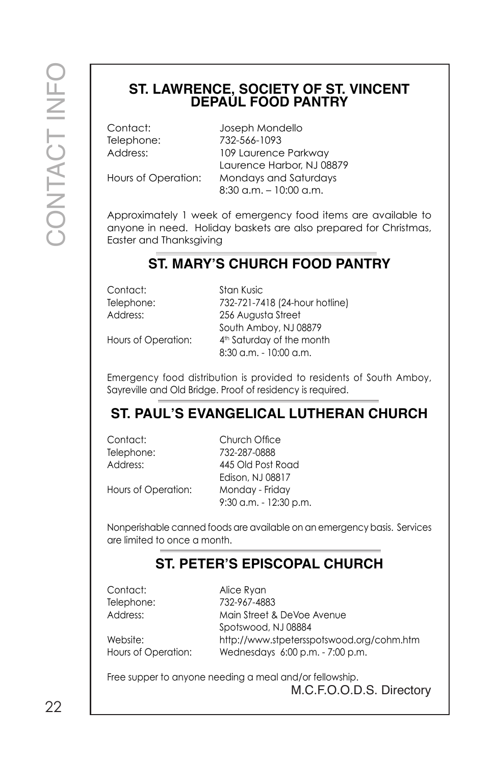## ST. LAWRENCE, SOCIETY OF ST. VINCENT DEPAUL FOOD PANTRY

Contact: Joseph Mondello
Telephone: 732-566-1093
Address: 109 Laurence Parkway
Laurence Harbor, NJ 08879
Hours of Operation: Mondays and Saturdays
8:30 a.m. – 10:00 a.m.

Approximately 1 week of emergency food items are available to anyone in need. Holiday baskets are also prepared for Christmas, Easter and Thanksgiving

## ST. MARY'S CHURCH FOOD PANTRY

Contact: Stan Kusic
Telephone: 732-721-7418 (24-hour hotline)
Address: 256 Augusta Street
South Amboy, NJ 08879
Hours of Operation: 4th Saturday of the month
8:30 a.m. - 10:00 a.m.

Emergency food distribution is provided to residents of South Amboy, Sayreville and Old Bridge. Proof of residency is required.

## ST. PAUL'S EVANGELICAL LUTHERAN CHURCH

Contact: Church Office
Telephone: 732-287-0888
Address: 445 Old Post Road
Edison, NJ 08817
Hours of Operation: Monday - Friday
9:30 a.m. - 12:30 p.m.

Nonperishable canned foods are available on an emergency basis. Services are limited to once a month.

## ST. PETER'S EPISCOPAL CHURCH

Contact: Alice Ryan
Telephone: 732-967-4883
Address: Main Street & DeVoe Avenue
Spotswood, NJ 08884
Website: http://www.stpetersspotswood.org/cohm.htm
Hours of Operation: Wednesdays 6:00 p.m. - 7:00 p.m.

Free supper to anyone needing a meal and/or fellowship.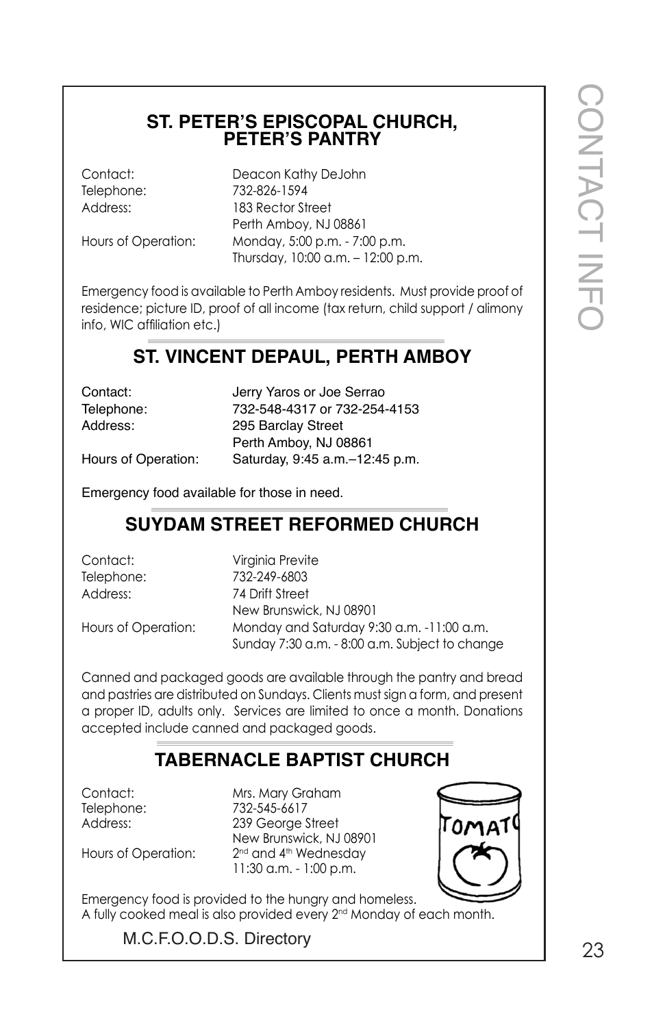## ST. PETER'S EPISCOPAL CHURCH, PETER'S PANTRY

Contact: Deacon Kathy DeJohn
Telephone: 732-826-1594
Address: 183 Rector Street
Perth Amboy, NJ 08861
Hours of Operation: Monday, 5:00 p.m. - 7:00 p.m.
Thursday, 10:00 a.m. – 12:00 p.m.

Emergency food is available to Perth Amboy residents. Must provide proof of residence; picture ID, proof of all income (tax return, child support / alimony info, WIC affiliation etc.)

## ST. VINCENT DEPAUL, PERTH AMBOY

Contact: Jerry Yaros or Joe Serrao
Telephone: 732-548-4317 or 732-254-4153
Address: 295 Barclay Street
Perth Amboy, NJ 08861
Hours of Operation: Saturday, 9:45 a.m.–12:45 p.m.

Emergency food available for those in need.

## SUYDAM STREET REFORMED CHURCH

Contact: Virginia Previte
Telephone: 732-249-6803
Address: 74 Drift Street
New Brunswick, NJ 08901
Hours of Operation: Monday and Saturday 9:30 a.m. -11:00 a.m.
Sunday 7:30 a.m. - 8:00 a.m. Subject to change

Canned and packaged goods are available through the pantry and bread and pastries are distributed on Sundays. Clients must sign a form, and present a proper ID, adults only. Services are limited to once a month. Donations accepted include canned and packaged goods.

## TABERNACLE BAPTIST CHURCH

Contact: Mrs. Mary Graham
Telephone: 732-545-6617
Address: 239 George Street
New Brunswick, NJ 08901
Hours of Operation: 2nd and 4th Wednesday
11:30 a.m. - 1:00 p.m.

Emergency food is provided to the hungry and homeless.
A fully cooked meal is also provided every 2nd Monday of each month.

M.C.F.O.O.D.S. Directory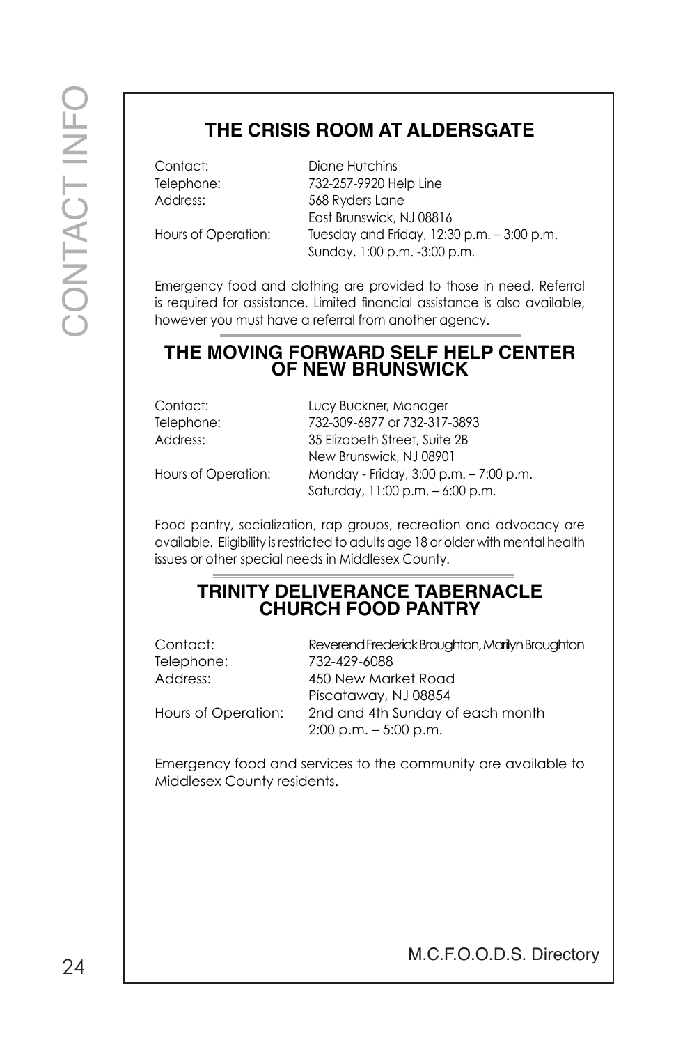## THE CRISIS ROOM AT ALDERSGATE

Contact: Diane Hutchins
Telephone: 732-257-9920 Help Line
Address: 568 Ryders Lane
East Brunswick, NJ 08816
Hours of Operation: Tuesday and Friday, 12:30 p.m. – 3:00 p.m.
Sunday, 1:00 p.m. -3:00 p.m.

Emergency food and clothing are provided to those in need. Referral is required for assistance. Limited financial assistance is also available, however you must have a referral from another agency.

## THE MOVING FORWARD SELF HELP CENTER OF NEW BRUNSWICK

Contact: Lucy Buckner, Manager
Telephone: 732-309-6877 or 732-317-3893
Address: 35 Elizabeth Street, Suite 2B
New Brunswick, NJ 08901
Hours of Operation: Monday - Friday, 3:00 p.m. – 7:00 p.m.
Saturday, 11:00 p.m. – 6:00 p.m.

Food pantry, socialization, rap groups, recreation and advocacy are available. Eligibility is restricted to adults age 18 or older with mental health issues or other special needs in Middlesex County.

## TRINITY DELIVERANCE TABERNACLE CHURCH FOOD PANTRY

Contact: Reverend Frederick Broughton, Marilyn Broughton
Telephone: 732-429-6088
Address: 450 New Market Road
Piscataway, NJ 08854
Hours of Operation: 2nd and 4th Sunday of each month
2:00 p.m. – 5:00 p.m.

Emergency food and services to the community are available to Middlesex County residents.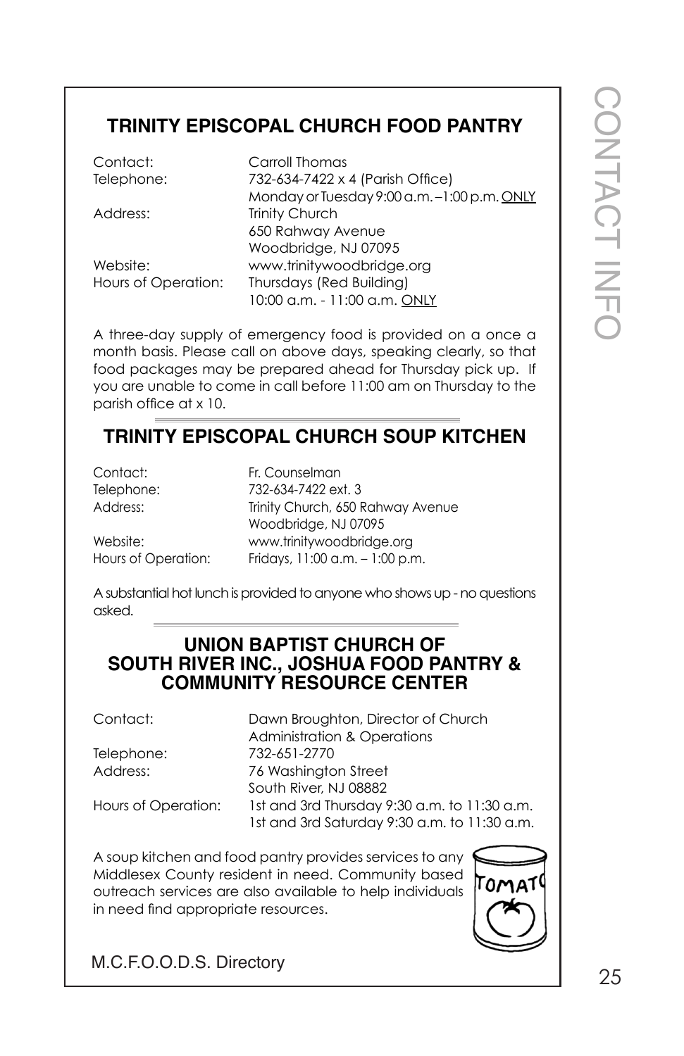## TRINITY EPISCOPAL CHURCH FOOD PANTRY

| | |
|---|---|
| Contact: | Carroll Thomas |
| Telephone: | 732-634-7422 x 4 (Parish Office) Monday or Tuesday 9:00 a.m. –1:00 p.m. ONLY |
| Address: | Trinity Church 650 Rahway Avenue Woodbridge, NJ 07095 |
| Website: | www.trinitywoodbridge.org |
| Hours of Operation: | Thursdays (Red Building) 10:00 a.m. - 11:00 a.m. ONLY |

A three-day supply of emergency food is provided on a once a month basis. Please call on above days, speaking clearly, so that food packages may be prepared ahead for Thursday pick up. If you are unable to come in call before 11:00 am on Thursday to the parish office at x 10.

## TRINITY EPISCOPAL CHURCH SOUP KITCHEN

| | |
|---|---|
| Contact: | Fr. Counselman |
| Telephone: | 732-634-7422 ext. 3 |
| Address: | Trinity Church, 650 Rahway Avenue Woodbridge, NJ 07095 |
| Website: | www.trinitywoodbridge.org |
| Hours of Operation: | Fridays, 11:00 a.m. – 1:00 p.m. |

A substantial hot lunch is provided to anyone who shows up - no questions asked.

## UNION BAPTIST CHURCH OF SOUTH RIVER INC., JOSHUA FOOD PANTRY & COMMUNITY RESOURCE CENTER

| | |
|---|---|
| Contact: | Dawn Broughton, Director of Church Administration & Operations |
| Telephone: | 732-651-2770 |
| Address: | 76 Washington Street South River, NJ 08882 |
| Hours of Operation: | 1st and 3rd Thursday 9:30 a.m. to 11:30 a.m. 1st and 3rd Saturday 9:30 a.m. to 11:30 a.m. |

A soup kitchen and food pantry provides services to any Middlesex County resident in need. Community based outreach services are also available to help individuals in need find appropriate resources.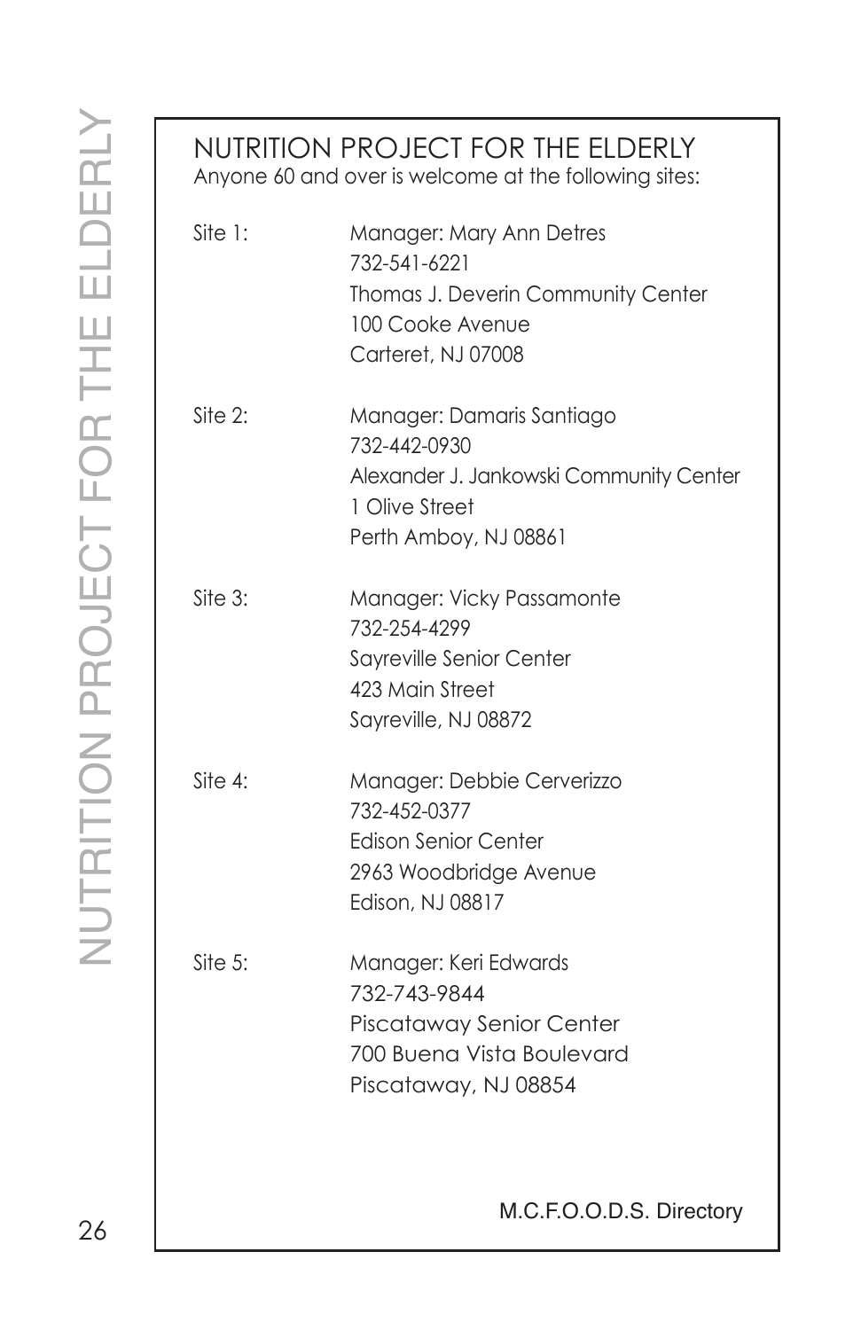# NUTRITION PROJECT FOR THE ELDERLY

Anyone 60 and over is welcome at the following sites:

| | |
|---|---|
| Site 1: | Manager: Mary Ann Detres<br>732-541-6221<br>Thomas J. Deverin Community Center<br>100 Cooke Avenue<br>Carteret, NJ 07008 |
| Site 2: | Manager: Damaris Santiago<br>732-442-0930<br>Alexander J. Jankowski Community Center<br>1 Olive Street<br>Perth Amboy, NJ 08861 |
| Site 3: | Manager: Vicky Passamonte<br>732-254-4299<br>Sayreville Senior Center<br>423 Main Street<br>Sayreville, NJ 08872 |
| Site 4: | Manager: Debbie Cerverizzo<br>732-452-0377<br>Edison Senior Center<br>2963 Woodbridge Avenue<br>Edison, NJ 08817 |
| Site 5: | Manager: Keri Edwards<br>732-743-9844<br>Piscataway Senior Center<br>700 Buena Vista Boulevard<br>Piscataway, NJ 08854 |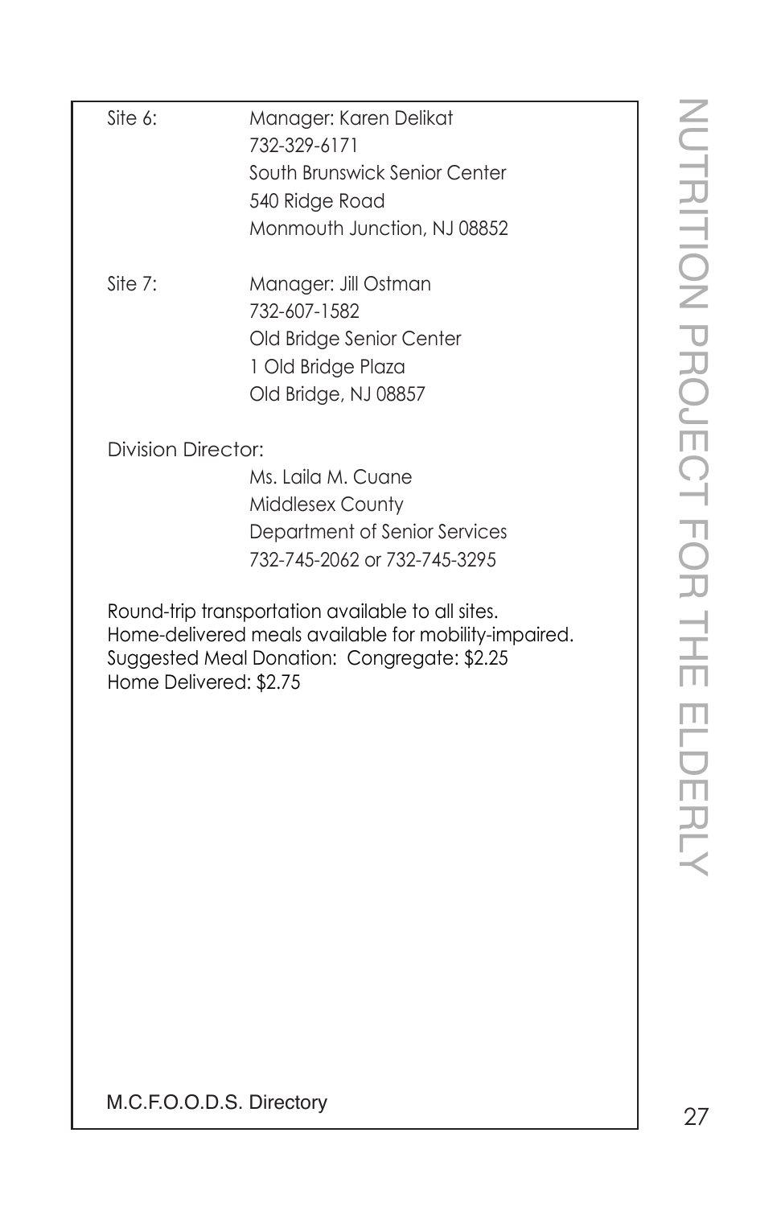Site 6: Manager: Karen Delikat
732-329-6171
South Brunswick Senior Center
540 Ridge Road
Monmouth Junction, NJ 08852

Site 7: Manager: Jill Ostman
732-607-1582
Old Bridge Senior Center
1 Old Bridge Plaza
Old Bridge, NJ 08857

Division Director:
Ms. Laila M. Cuane
Middlesex County
Department of Senior Services
732-745-2062 or 732-745-3295

Round-trip transportation available to all sites.
Home-delivered meals available for mobility-impaired.
Suggested Meal Donation: Congregate: $2.25
Home Delivered: $2.75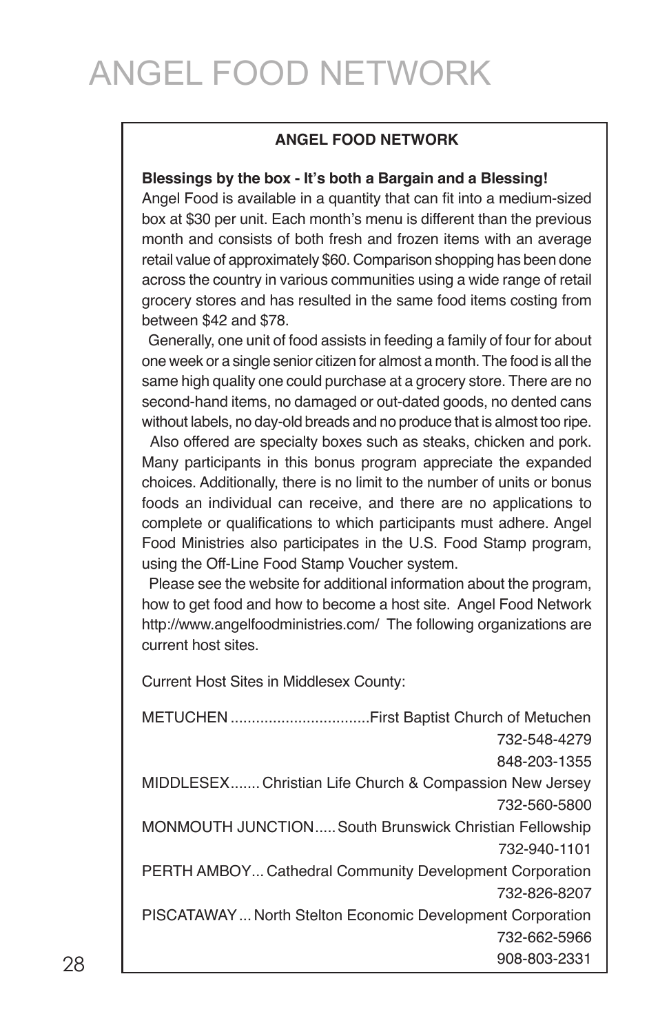# ANGEL FOOD NETWORK

**ANGEL FOOD NETWORK**

**Blessings by the box - It's both a Bargain and a Blessing!**
Angel Food is available in a quantity that can fit into a medium-sized box at $30 per unit. Each month's menu is different than the previous month and consists of both fresh and frozen items with an average retail value of approximately $60. Comparison shopping has been done across the country in various communities using a wide range of retail grocery stores and has resulted in the same food items costing from between $42 and $78.

Generally, one unit of food assists in feeding a family of four for about one week or a single senior citizen for almost a month. The food is all the same high quality one could purchase at a grocery store. There are no second-hand items, no damaged or out-dated goods, no dented cans without labels, no day-old breads and no produce that is almost too ripe.

Also offered are specialty boxes such as steaks, chicken and pork. Many participants in this bonus program appreciate the expanded choices. Additionally, there is no limit to the number of units or bonus foods an individual can receive, and there are no applications to complete or qualifications to which participants must adhere. Angel Food Ministries also participates in the U.S. Food Stamp program, using the Off-Line Food Stamp Voucher system.

Please see the website for additional information about the program, how to get food and how to become a host site. Angel Food Network http://www.angelfoodministries.com/ The following organizations are current host sites.

Current Host Sites in Middlesex County:

METUCHEN ................................First Baptist Church of Metuchen
732-548-4279
848-203-1355

MIDDLESEX....... Christian Life Church & Compassion New Jersey
732-560-5800

MONMOUTH JUNCTION.....South Brunswick Christian Fellowship
732-940-1101

PERTH AMBOY... Cathedral Community Development Corporation
732-826-8207

PISCATAWAY... North Stelton Economic Development Corporation
732-662-5966
908-803-2331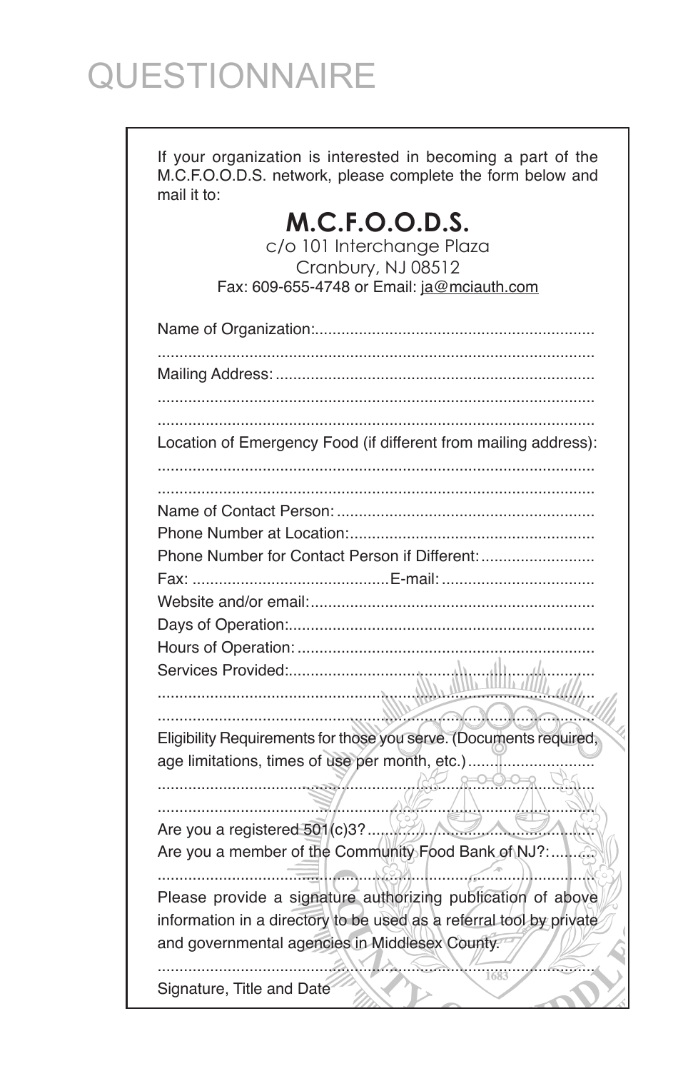# QUESTIONNAIRE

If your organization is interested in becoming a part of the M.C.F.O.O.D.S. network, please complete the form below and mail it to:

**M.C.F.O.O.D.S.**
c/o 101 Interchange Plaza
Cranbury, NJ 08512
Fax: 609-655-4748 or Email: ja@mciauth.com

Name of Organization:...............................................................

...................................................................................................

Mailing Address: .........................................................................

...................................................................................................

...................................................................................................

Location of Emergency Food (if different from mailing address):

...................................................................................................

...................................................................................................

Name of Contact Person: ..........................................................

Phone Number at Location:.......................................................

Phone Number for Contact Person if Different:.........................

Fax: ............................................E-mail: ..................................

Website and/or email:................................................................

Days of Operation:.....................................................................

Hours of Operation: ...................................................................

Services Provided:.....................................................................

...................................................................................................

...................................................................................................

Eligibility Requirements for those you serve. (Documents required, age limitations, times of use per month, etc.) ............................

...................................................................................................

...................................................................................................

Are you a registered 501(c)3?...................................................

Are you a member of the Community Food Bank of NJ?:..........

...................................................................................................

Please provide a signature authorizing publication of above information in a directory to be used as a referral tool by private and governmental agencies in Middlesex County.

...................................................................................................

Signature, Title and Date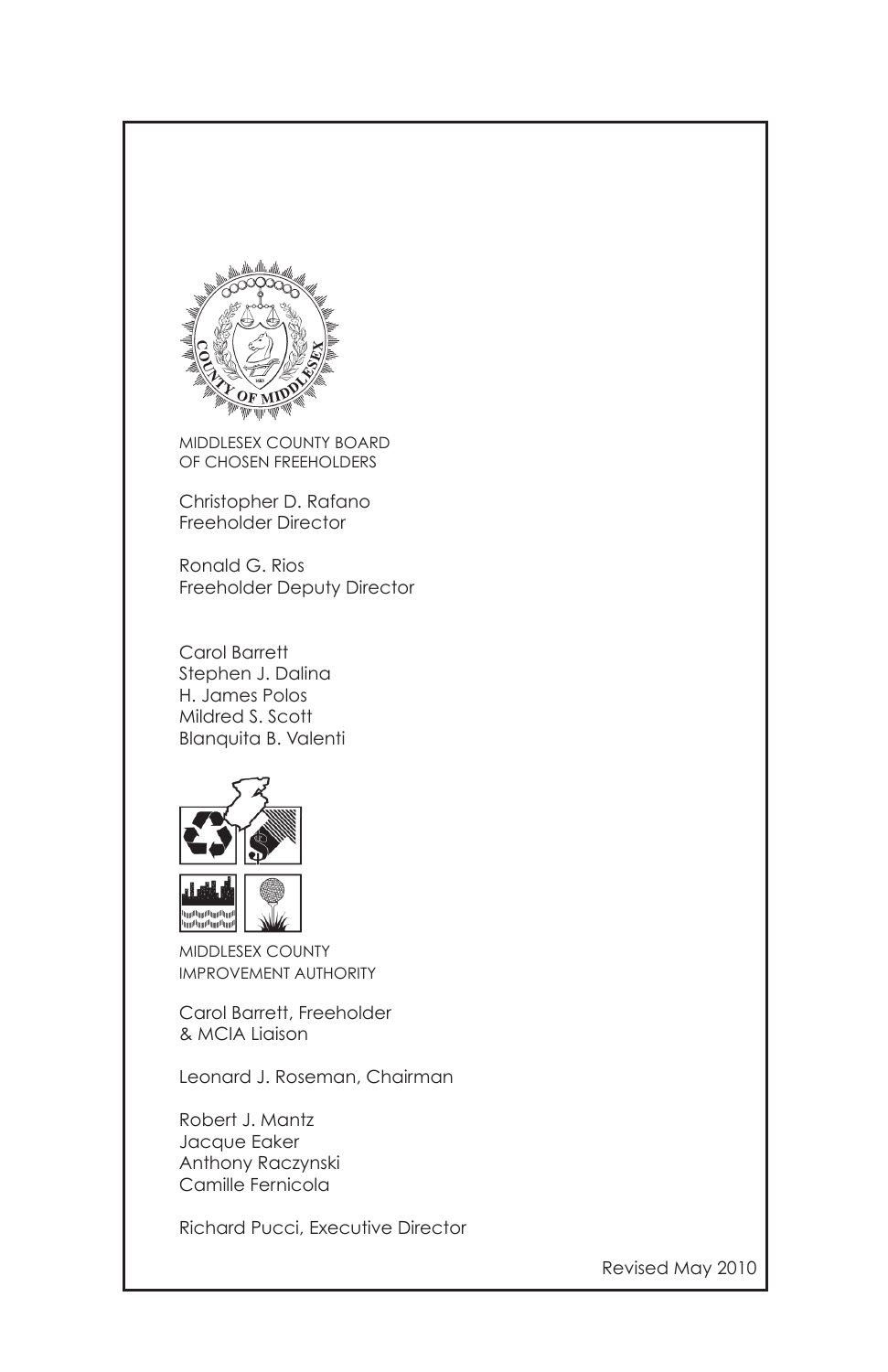MIDDLESEX COUNTY BOARD
OF CHOSEN FREEHOLDERS

Christopher D. Rafano
Freeholder Director

Ronald G. Rios
Freeholder Deputy Director

Carol Barrett
Stephen J. Dalina
H. James Polos
Mildred S. Scott
Blanquita B. Valenti

MIDDLESEX COUNTY
IMPROVEMENT AUTHORITY

Carol Barrett, Freeholder
& MCIA Liaison

Leonard J. Roseman, Chairman

Robert J. Mantz
Jacque Eaker
Anthony Raczynski
Camille Fernicola

Richard Pucci, Executive Director

Revised May 2010